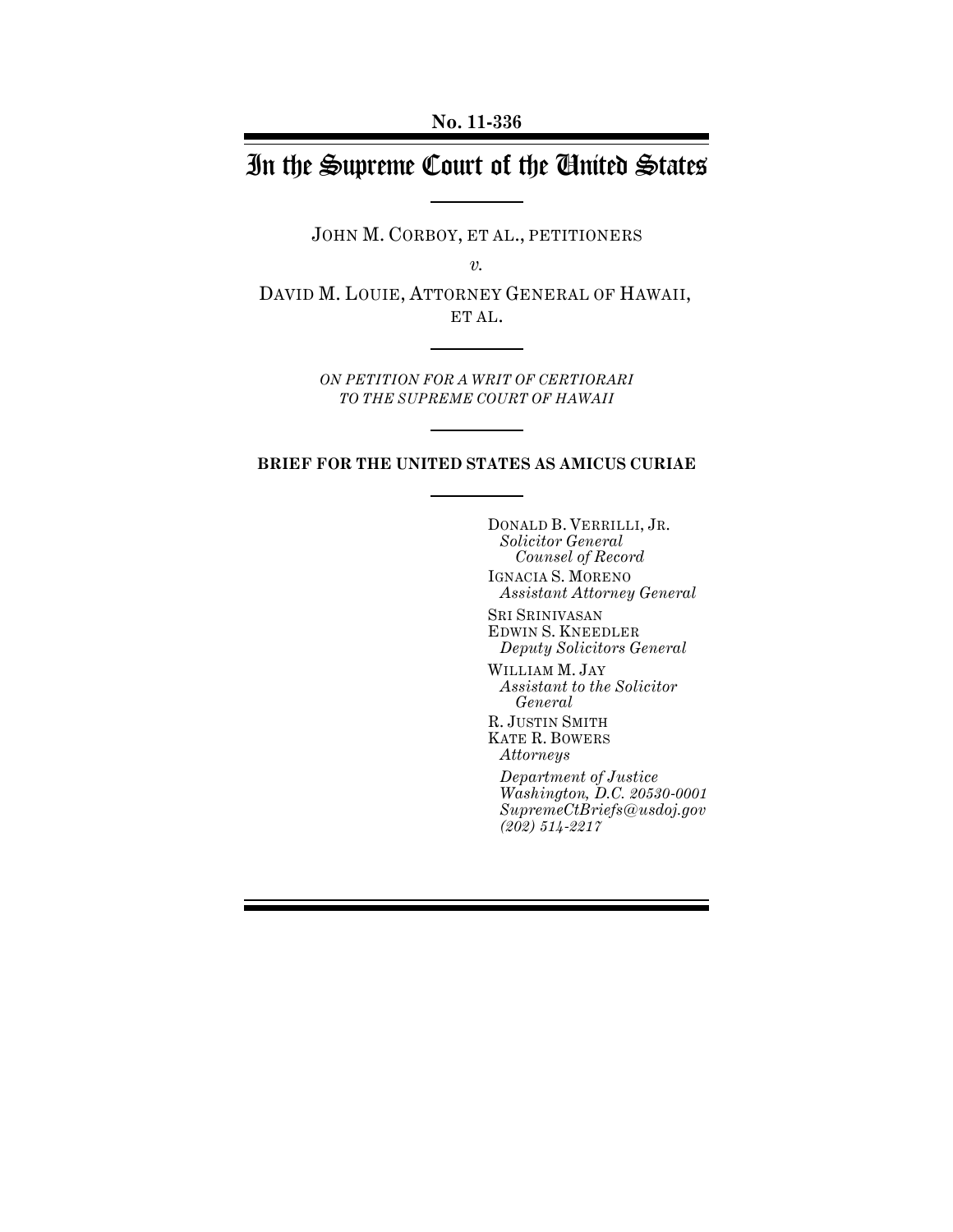**No. 11-336**

# In the Supreme Court of the United States

JOHN M. CORBOY, ET AL., PETITIONERS

*v.*

DAVID M. LOUIE, ATTORNEY GENERAL OF HAWAII, ET AL.

*ON PETITION FOR A WRIT OF CERTIORARI TO THE SUPREME COURT OF HAWAII*

**BRIEF FOR THE UNITED STATES AS AMICUS CURIAE**

DONALD B. VERRILLI, JR.
*Solicitor General*
*Counsel of Record*

IGNACIA S. MORENO
*Assistant Attorney General*

SRI SRINIVASAN
EDWIN S. KNEEDLER
*Deputy Solicitors General*

WILLIAM M. JAY
*Assistant to the Solicitor General*

R. JUSTIN SMITH
KATE R. BOWERS
*Attorneys*

*Department of Justice*
*Washington, D.C. 20530-0001*
*SupremeCtBriefs@usdoj.gov*
*(202) 514-2217*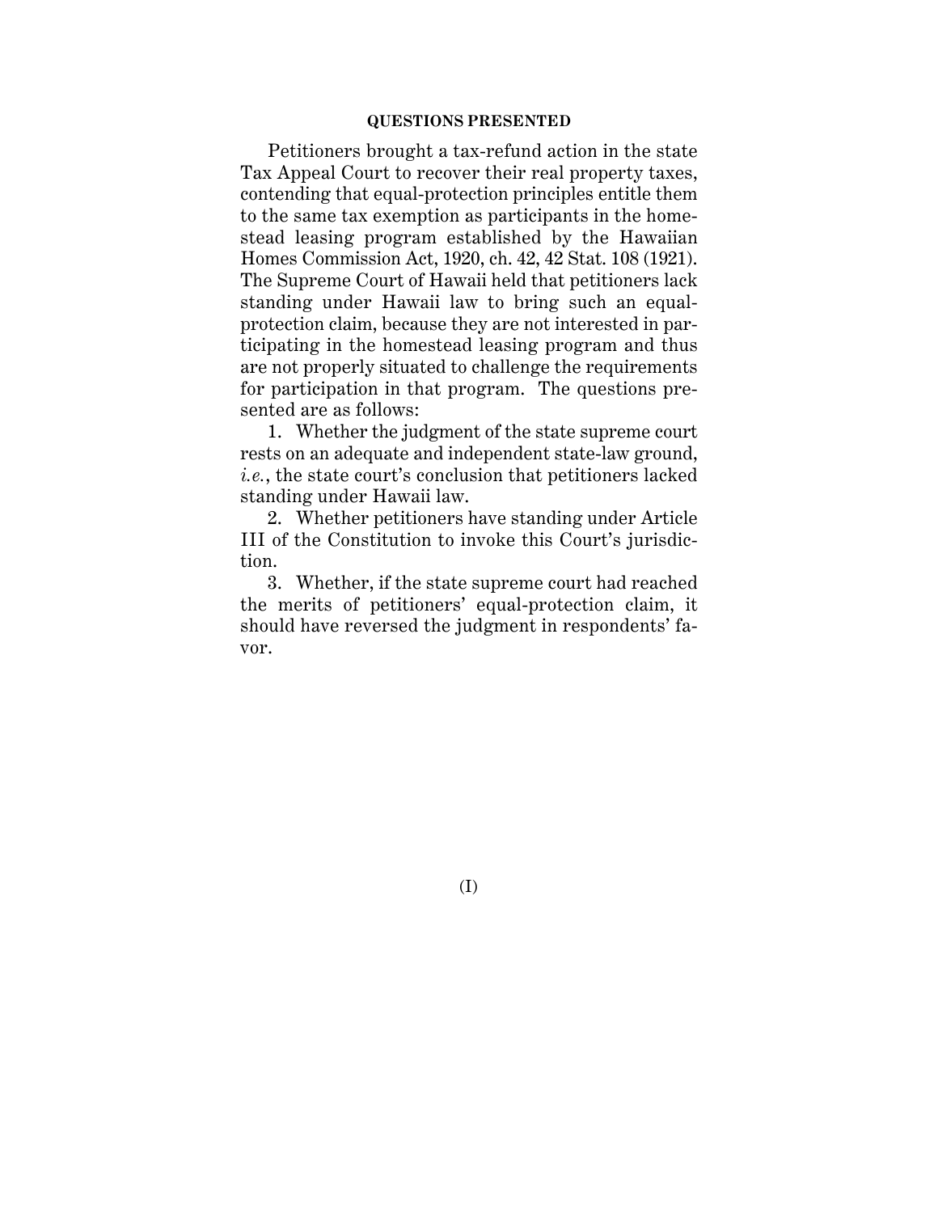## QUESTIONS PRESENTED

Petitioners brought a tax-refund action in the state Tax Appeal Court to recover their real property taxes, contending that equal-protection principles entitle them to the same tax exemption as participants in the homestead leasing program established by the Hawaiian Homes Commission Act, 1920, ch. 42, 42 Stat. 108 (1921). The Supreme Court of Hawaii held that petitioners lack standing under Hawaii law to bring such an equal-protection claim, because they are not interested in participating in the homestead leasing program and thus are not properly situated to challenge the requirements for participation in that program. The questions presented are as follows:

1. Whether the judgment of the state supreme court rests on an adequate and independent state-law ground, *i.e.*, the state court's conclusion that petitioners lacked standing under Hawaii law.

2. Whether petitioners have standing under Article III of the Constitution to invoke this Court's jurisdiction.

3. Whether, if the state supreme court had reached the merits of petitioners' equal-protection claim, it should have reversed the judgment in respondents' favor.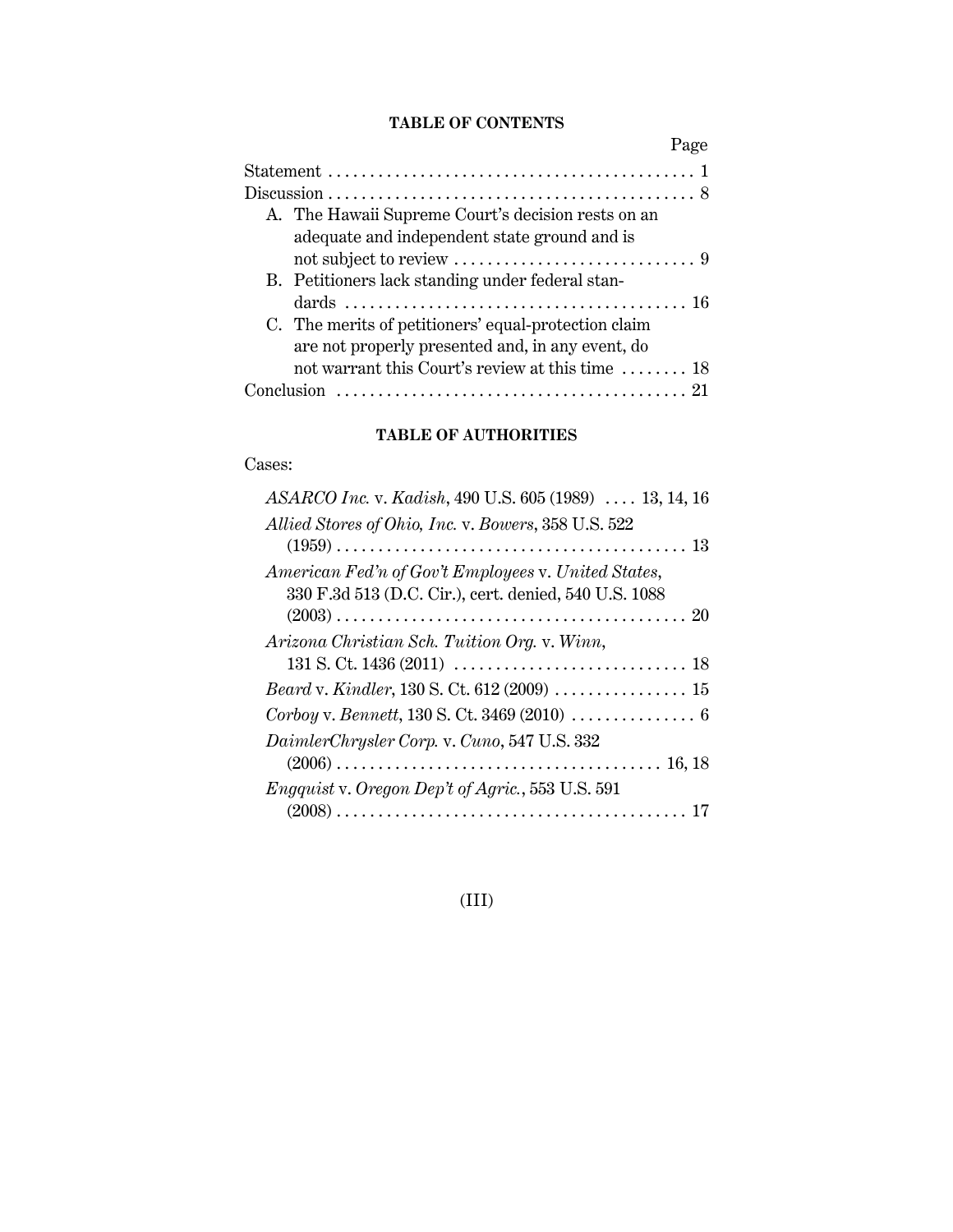## TABLE OF CONTENTS

| | Page |
|---|---|
| Statement | 1 |
| Discussion | 8 |
| A. The Hawaii Supreme Court's decision rests on an adequate and independent state ground and is not subject to review | 9 |
| B. Petitioners lack standing under federal standards | 16 |
| C. The merits of petitioners' equal-protection claim are not properly presented and, in any event, do not warrant this Court's review at this time | 18 |
| Conclusion | 21 |

## TABLE OF AUTHORITIES

Cases:

*ASARCO Inc.* v. *Kadish*, 490 U.S. 605 (1989) .... 13, 14, 16

*Allied Stores of Ohio, Inc.* v. *Bowers*, 358 U.S. 522 (1959) .... 13

*American Fed'n of Gov't Employees* v. *United States*, 330 F.3d 513 (D.C. Cir.), cert. denied, 540 U.S. 1088 (2003) .... 20

*Arizona Christian Sch. Tuition Org.* v. *Winn*, 131 S. Ct. 1436 (2011) .... 18

*Beard* v. *Kindler*, 130 S. Ct. 612 (2009) .... 15

*Corboy* v. *Bennett*, 130 S. Ct. 3469 (2010) .... 6

*DaimlerChrysler Corp.* v. *Cuno*, 547 U.S. 332 (2006) .... 16, 18

*Engquist* v. *Oregon Dep't of Agric.*, 553 U.S. 591 (2008) .... 17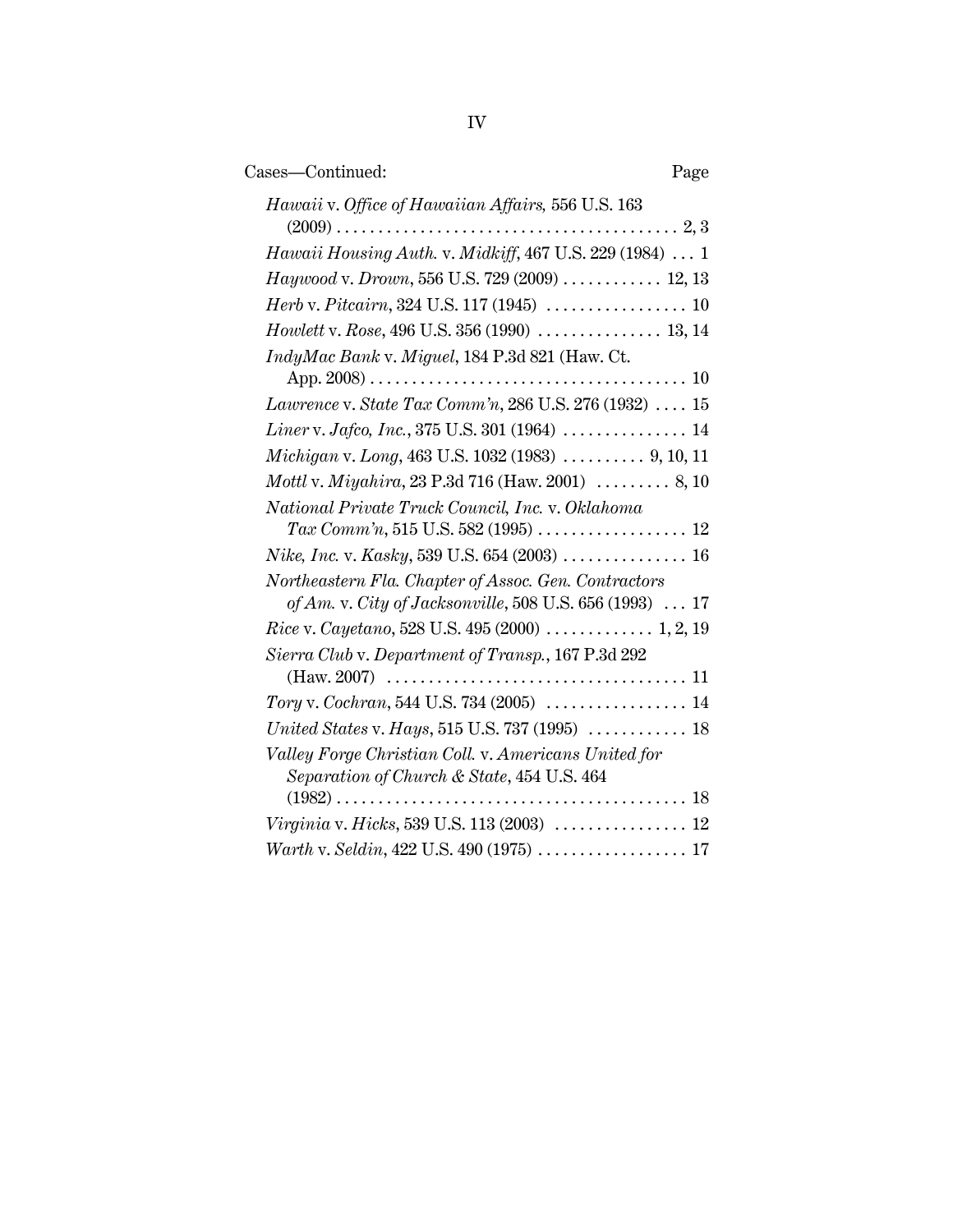Cases—Continued: Page

*Hawaii* v. *Office of Hawaiian Affairs,* 556 U.S. 163 (2009) . . . . . . . . . . . . . . . . . . . . . . . . . . . . . . . . . . . . . . . . 2, 3

*Hawaii Housing Auth.* v. *Midkiff*, 467 U.S. 229 (1984) . . . 1

*Haywood* v. *Drown*, 556 U.S. 729 (2009) . . . . . . . . . . . . 12, 13

*Herb* v. *Pitcairn*, 324 U.S. 117 (1945) . . . . . . . . . . . . . . . . . 10

*Howlett* v. *Rose*, 496 U.S. 356 (1990) . . . . . . . . . . . . . . . 13, 14

*IndyMac Bank* v. *Miguel*, 184 P.3d 821 (Haw. Ct. App. 2008) . . . . . . . . . . . . . . . . . . . . . . . . . . . . . . . . . . . . . . 10

*Lawrence* v. *State Tax Comm'n*, 286 U.S. 276 (1932) . . . . 15

*Liner* v. *Jafco, Inc.*, 375 U.S. 301 (1964) . . . . . . . . . . . . . . . 14

*Michigan* v. *Long*, 463 U.S. 1032 (1983) . . . . . . . . . . 9, 10, 11

*Mottl* v. *Miyahira*, 23 P.3d 716 (Haw. 2001) . . . . . . . . . 8, 10

*National Private Truck Council, Inc.* v. *Oklahoma Tax Comm'n*, 515 U.S. 582 (1995) . . . . . . . . . . . . . . . . . . 12

*Nike, Inc.* v. *Kasky*, 539 U.S. 654 (2003) . . . . . . . . . . . . . . . 16

*Northeastern Fla. Chapter of Assoc. Gen. Contractors of Am.* v. *City of Jacksonville*, 508 U.S. 656 (1993) . . . 17

*Rice* v. *Cayetano*, 528 U.S. 495 (2000) . . . . . . . . . . . . . 1, 2, 19

*Sierra Club* v. *Department of Transp.*, 167 P.3d 292 (Haw. 2007) . . . . . . . . . . . . . . . . . . . . . . . . . . . . . . . . . . . . 11

*Tory* v. *Cochran*, 544 U.S. 734 (2005) . . . . . . . . . . . . . . . . . 14

*United States* v. *Hays*, 515 U.S. 737 (1995) . . . . . . . . . . . . 18

*Valley Forge Christian Coll.* v. *Americans United for Separation of Church & State*, 454 U.S. 464 (1982) . . . . . . . . . . . . . . . . . . . . . . . . . . . . . . . . . . . . . . . . . . 18

*Virginia* v. *Hicks*, 539 U.S. 113 (2003) . . . . . . . . . . . . . . . . 12

*Warth* v. *Seldin*, 422 U.S. 490 (1975) . . . . . . . . . . . . . . . . . . 17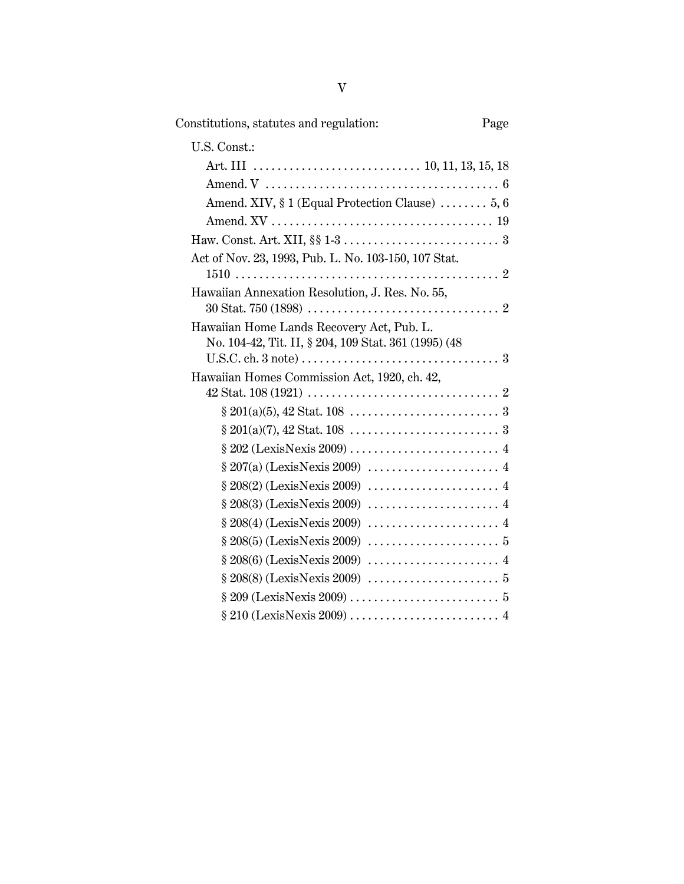Constitutions, statutes and regulation: Page

U.S. Const.:

- Art. III . . . . . . . . . . . . . . . . . . . . . . . . . . . . 10, 11, 13, 15, 18
- Amend. V . . . . . . . . . . . . . . . . . . . . . . . . . . . . . . . . . . . . . . . 6
- Amend. XIV, § 1 (Equal Protection Clause) . . . . . . . . 5, 6
- Amend. XV . . . . . . . . . . . . . . . . . . . . . . . . . . . . . . . . . . . . 19

Haw. Const. Art. XII, §§ 1-3 . . . . . . . . . . . . . . . . . . . . . . . . . . 3

Act of Nov. 23, 1993, Pub. L. No. 103-150, 107 Stat. 1510 . . . . . . . . . . . . . . . . . . . . . . . . . . . . . . . . . . . . . . . . . . . 2

Hawaiian Annexation Resolution, J. Res. No. 55, 30 Stat. 750 (1898) . . . . . . . . . . . . . . . . . . . . . . . . . . . . . . . . 2

Hawaiian Home Lands Recovery Act, Pub. L. No. 104-42, Tit. II, § 204, 109 Stat. 361 (1995) (48 U.S.C. ch. 3 note) . . . . . . . . . . . . . . . . . . . . . . . . . . . . . . . . . 3

Hawaiian Homes Commission Act, 1920, ch. 42, 42 Stat. 108 (1921) . . . . . . . . . . . . . . . . . . . . . . . . . . . . . . . . 2

- § 201(a)(5), 42 Stat. 108 . . . . . . . . . . . . . . . . . . . . . . . . . 3
- § 201(a)(7), 42 Stat. 108 . . . . . . . . . . . . . . . . . . . . . . . . . 3
- § 202 (LexisNexis 2009) . . . . . . . . . . . . . . . . . . . . . . . . . 4
- § 207(a) (LexisNexis 2009) . . . . . . . . . . . . . . . . . . . . . . 4
- § 208(2) (LexisNexis 2009) . . . . . . . . . . . . . . . . . . . . . . 4
- § 208(3) (LexisNexis 2009) . . . . . . . . . . . . . . . . . . . . . . 4
- § 208(4) (LexisNexis 2009) . . . . . . . . . . . . . . . . . . . . . . 4
- § 208(5) (LexisNexis 2009) . . . . . . . . . . . . . . . . . . . . . . 5
- § 208(6) (LexisNexis 2009) . . . . . . . . . . . . . . . . . . . . . . 4
- § 208(8) (LexisNexis 2009) . . . . . . . . . . . . . . . . . . . . . . 5
- § 209 (LexisNexis 2009) . . . . . . . . . . . . . . . . . . . . . . . . . 5
- § 210 (LexisNexis 2009) . . . . . . . . . . . . . . . . . . . . . . . . . 4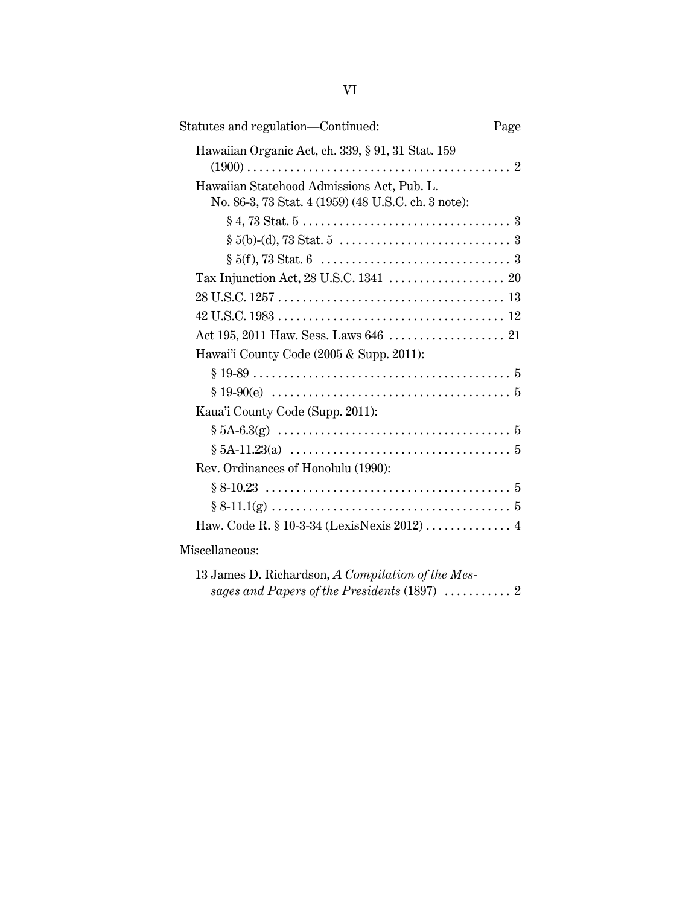| Statutes and regulation—Continued: | Page |
|---|---|
| Hawaiian Organic Act, ch. 339, § 91, 31 Stat. 159 (1900) | 2 |
| Hawaiian Statehood Admissions Act, Pub. L. No. 86-3, 73 Stat. 4 (1959) (48 U.S.C. ch. 3 note): | |
| § 4, 73 Stat. 5 | 3 |
| § 5(b)-(d), 73 Stat. 5 | 3 |
| § 5(f), 73 Stat. 6 | 3 |
| Tax Injunction Act, 28 U.S.C. 1341 | 20 |
| 28 U.S.C. 1257 | 13 |
| 42 U.S.C. 1983 | 12 |
| Act 195, 2011 Haw. Sess. Laws 646 | 21 |
| Hawai'i County Code (2005 & Supp. 2011): | |
| § 19-89 | 5 |
| § 19-90(e) | 5 |
| Kaua'i County Code (Supp. 2011): | |
| § 5A-6.3(g) | 5 |
| § 5A-11.23(a) | 5 |
| Rev. Ordinances of Honolulu (1990): | |
| § 8-10.23 | 5 |
| § 8-11.1(g) | 5 |
| Haw. Code R. § 10-3-34 (LexisNexis 2012) | 4 |

Miscellaneous:

| | |
|---|---|
| 13 James D. Richardson, *A Compilation of the Messages and Papers of the Presidents* (1897) | 2 |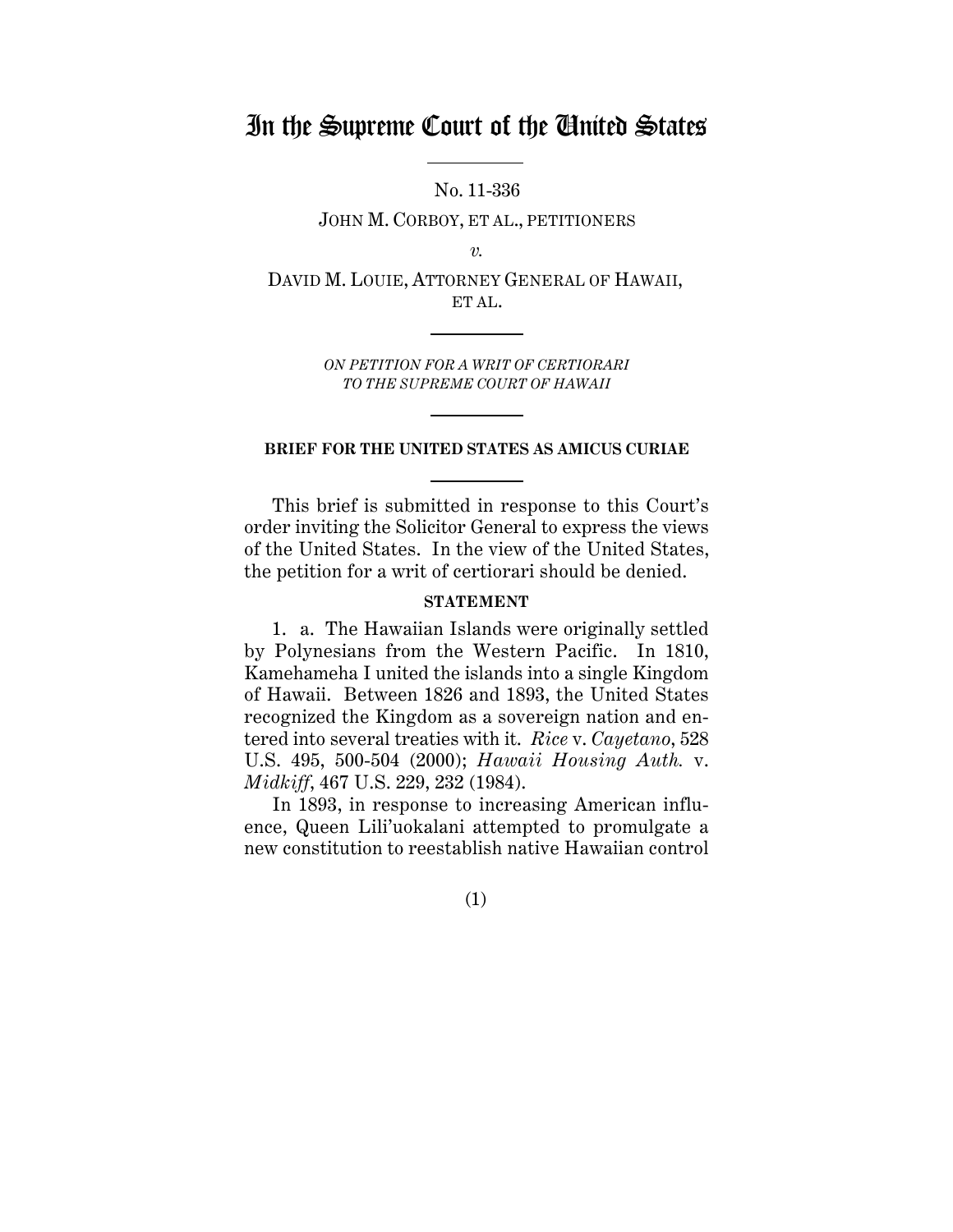# In the Supreme Court of the United States

No. 11-336

JOHN M. CORBOY, ET AL., PETITIONERS

*v.*

DAVID M. LOUIE, ATTORNEY GENERAL OF HAWAII, ET AL.

*ON PETITION FOR A WRIT OF CERTIORARI TO THE SUPREME COURT OF HAWAII*

**BRIEF FOR THE UNITED STATES AS AMICUS CURIAE**

This brief is submitted in response to this Court's order inviting the Solicitor General to express the views of the United States. In the view of the United States, the petition for a writ of certiorari should be denied.

**STATEMENT**

1. a. The Hawaiian Islands were originally settled by Polynesians from the Western Pacific. In 1810, Kamehameha I united the islands into a single Kingdom of Hawaii. Between 1826 and 1893, the United States recognized the Kingdom as a sovereign nation and entered into several treaties with it. *Rice* v. *Cayetano*, 528 U.S. 495, 500-504 (2000); *Hawaii Housing Auth.* v. *Midkiff*, 467 U.S. 229, 232 (1984).

In 1893, in response to increasing American influence, Queen Lili'uokalani attempted to promulgate a new constitution to reestablish native Hawaiian control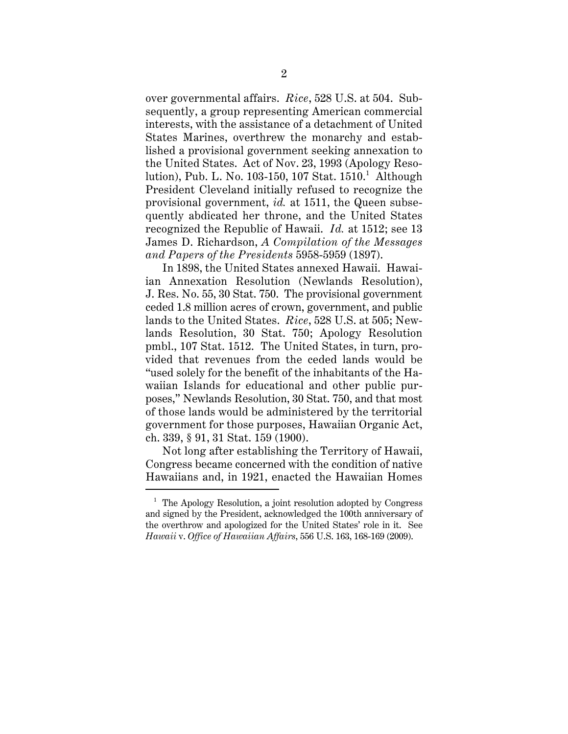over governmental affairs. *Rice*, 528 U.S. at 504. Subsequently, a group representing American commercial interests, with the assistance of a detachment of United States Marines, overthrew the monarchy and established a provisional government seeking annexation to the United States. Act of Nov. 23, 1993 (Apology Resolution), Pub. L. No. 103-150, 107 Stat. 1510.[1] Although President Cleveland initially refused to recognize the provisional government, *id.* at 1511, the Queen subsequently abdicated her throne, and the United States recognized the Republic of Hawaii. *Id.* at 1512; see 13 James D. Richardson, *A Compilation of the Messages and Papers of the Presidents* 5958-5959 (1897).

In 1898, the United States annexed Hawaii. Hawaiian Annexation Resolution (Newlands Resolution), J. Res. No. 55, 30 Stat. 750. The provisional government ceded 1.8 million acres of crown, government, and public lands to the United States. *Rice*, 528 U.S. at 505; Newlands Resolution, 30 Stat. 750; Apology Resolution pmbl., 107 Stat. 1512. The United States, in turn, provided that revenues from the ceded lands would be "used solely for the benefit of the inhabitants of the Hawaiian Islands for educational and other public purposes," Newlands Resolution, 30 Stat. 750, and that most of those lands would be administered by the territorial government for those purposes, Hawaiian Organic Act, ch. 339, § 91, 31 Stat. 159 (1900).

Not long after establishing the Territory of Hawaii, Congress became concerned with the condition of native Hawaiians and, in 1921, enacted the Hawaiian Homes

[1] The Apology Resolution, a joint resolution adopted by Congress and signed by the President, acknowledged the 100th anniversary of the overthrow and apologized for the United States' role in it. See *Hawaii* v. *Office of Hawaiian Affairs*, 556 U.S. 163, 168-169 (2009).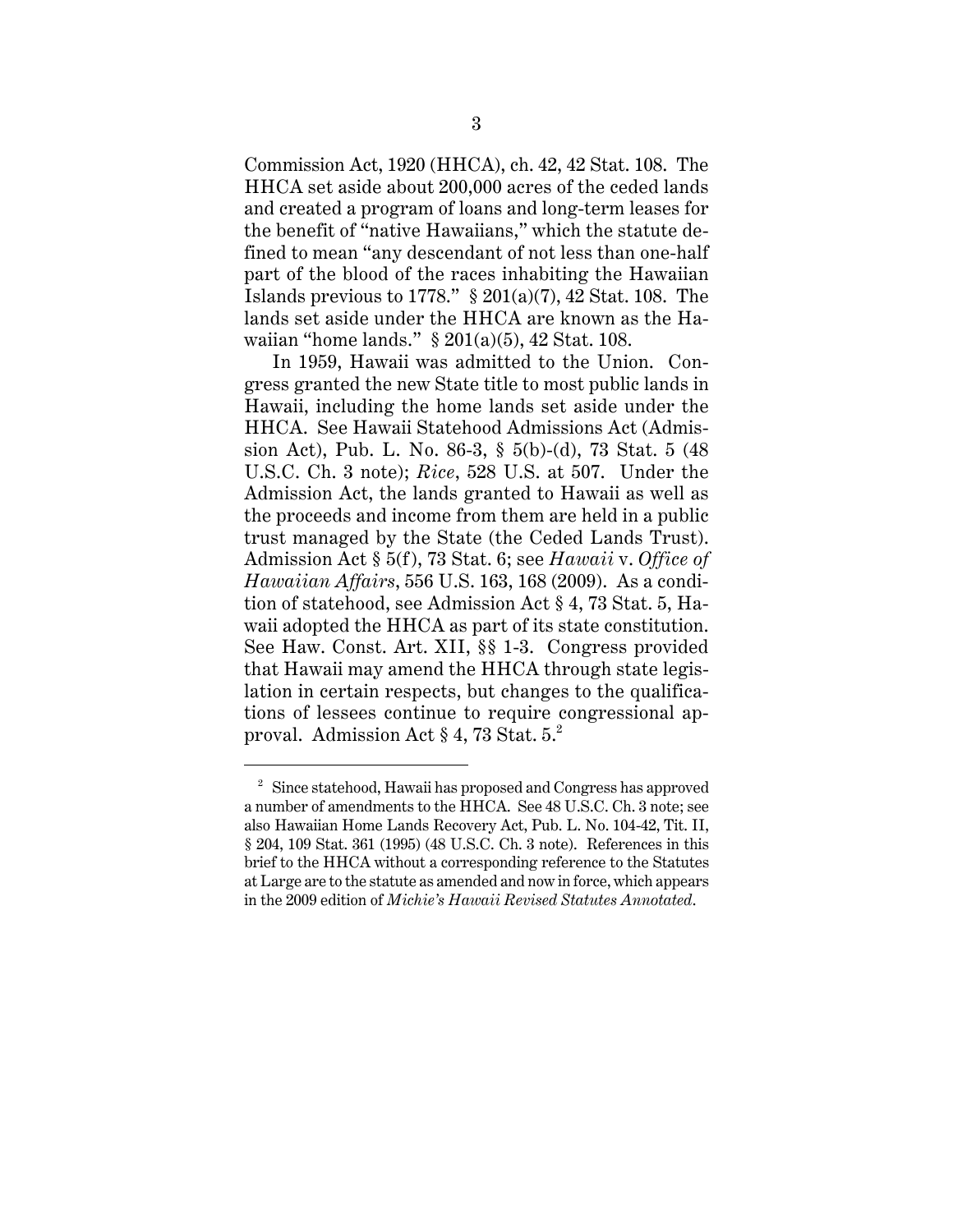Commission Act, 1920 (HHCA), ch. 42, 42 Stat. 108. The HHCA set aside about 200,000 acres of the ceded lands and created a program of loans and long-term leases for the benefit of "native Hawaiians," which the statute defined to mean "any descendant of not less than one-half part of the blood of the races inhabiting the Hawaiian Islands previous to 1778." § 201(a)(7), 42 Stat. 108. The lands set aside under the HHCA are known as the Hawaiian "home lands." § 201(a)(5), 42 Stat. 108.

In 1959, Hawaii was admitted to the Union. Congress granted the new State title to most public lands in Hawaii, including the home lands set aside under the HHCA. See Hawaii Statehood Admissions Act (Admission Act), Pub. L. No. 86-3, § 5(b)-(d), 73 Stat. 5 (48 U.S.C. Ch. 3 note); *Rice*, 528 U.S. at 507. Under the Admission Act, the lands granted to Hawaii as well as the proceeds and income from them are held in a public trust managed by the State (the Ceded Lands Trust). Admission Act § 5(f), 73 Stat. 6; see *Hawaii* v. *Office of Hawaiian Affairs*, 556 U.S. 163, 168 (2009). As a condition of statehood, see Admission Act § 4, 73 Stat. 5, Hawaii adopted the HHCA as part of its state constitution. See Haw. Const. Art. XII, §§ 1-3. Congress provided that Hawaii may amend the HHCA through state legislation in certain respects, but changes to the qualifications of lessees continue to require congressional approval. Admission Act § 4, 73 Stat. 5.[2]

[2] Since statehood, Hawaii has proposed and Congress has approved a number of amendments to the HHCA. See 48 U.S.C. Ch. 3 note; see also Hawaiian Home Lands Recovery Act, Pub. L. No. 104-42, Tit. II, § 204, 109 Stat. 361 (1995) (48 U.S.C. Ch. 3 note). References in this brief to the HHCA without a corresponding reference to the Statutes at Large are to the statute as amended and now in force, which appears in the 2009 edition of *Michie's Hawaii Revised Statutes Annotated*.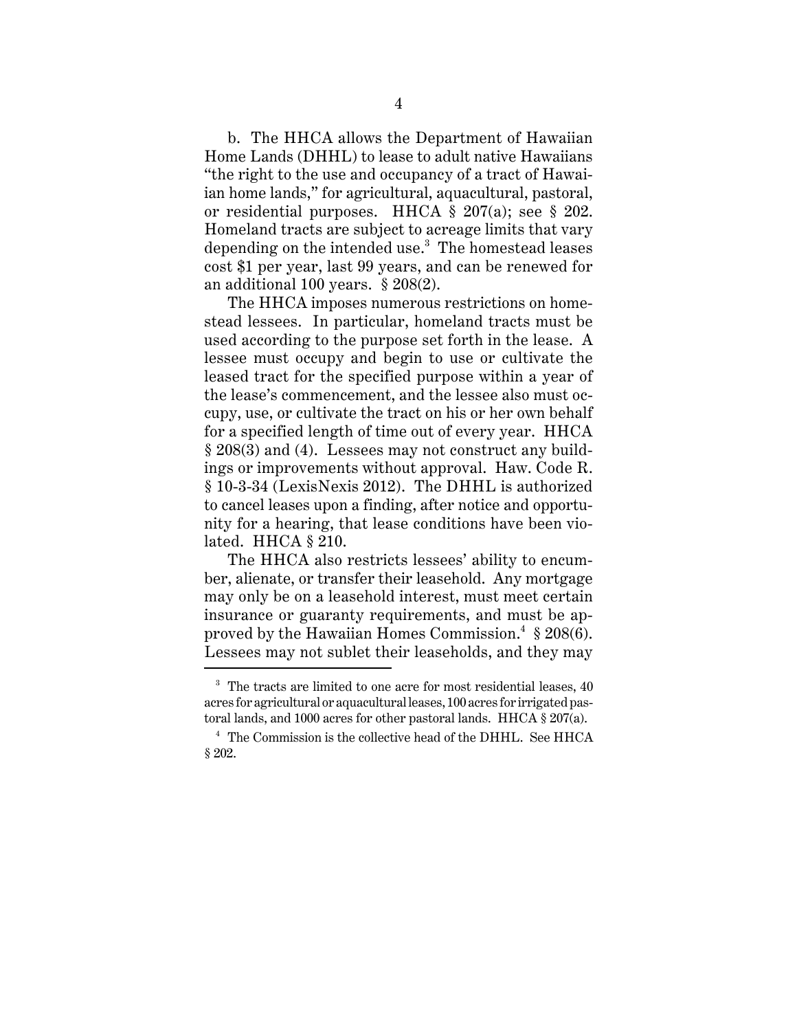b. The HHCA allows the Department of Hawaiian Home Lands (DHHL) to lease to adult native Hawaiians "the right to the use and occupancy of a tract of Hawaiian home lands," for agricultural, aquacultural, pastoral, or residential purposes. HHCA § 207(a); see § 202. Homeland tracts are subject to acreage limits that vary depending on the intended use.[3] The homestead leases cost $1 per year, last 99 years, and can be renewed for an additional 100 years. § 208(2).

The HHCA imposes numerous restrictions on homestead lessees. In particular, homeland tracts must be used according to the purpose set forth in the lease. A lessee must occupy and begin to use or cultivate the leased tract for the specified purpose within a year of the lease's commencement, and the lessee also must occupy, use, or cultivate the tract on his or her own behalf for a specified length of time out of every year. HHCA § 208(3) and (4). Lessees may not construct any buildings or improvements without approval. Haw. Code R. § 10-3-34 (LexisNexis 2012). The DHHL is authorized to cancel leases upon a finding, after notice and opportunity for a hearing, that lease conditions have been violated. HHCA § 210.

The HHCA also restricts lessees' ability to encumber, alienate, or transfer their leasehold. Any mortgage may only be on a leasehold interest, must meet certain insurance or guaranty requirements, and must be approved by the Hawaiian Homes Commission.[4] § 208(6). Lessees may not sublet their leaseholds, and they may

---

[3] The tracts are limited to one acre for most residential leases, 40 acres for agricultural or aquacultural leases, 100 acres for irrigated pastoral lands, and 1000 acres for other pastoral lands. HHCA § 207(a).

[4] The Commission is the collective head of the DHHL. See HHCA § 202.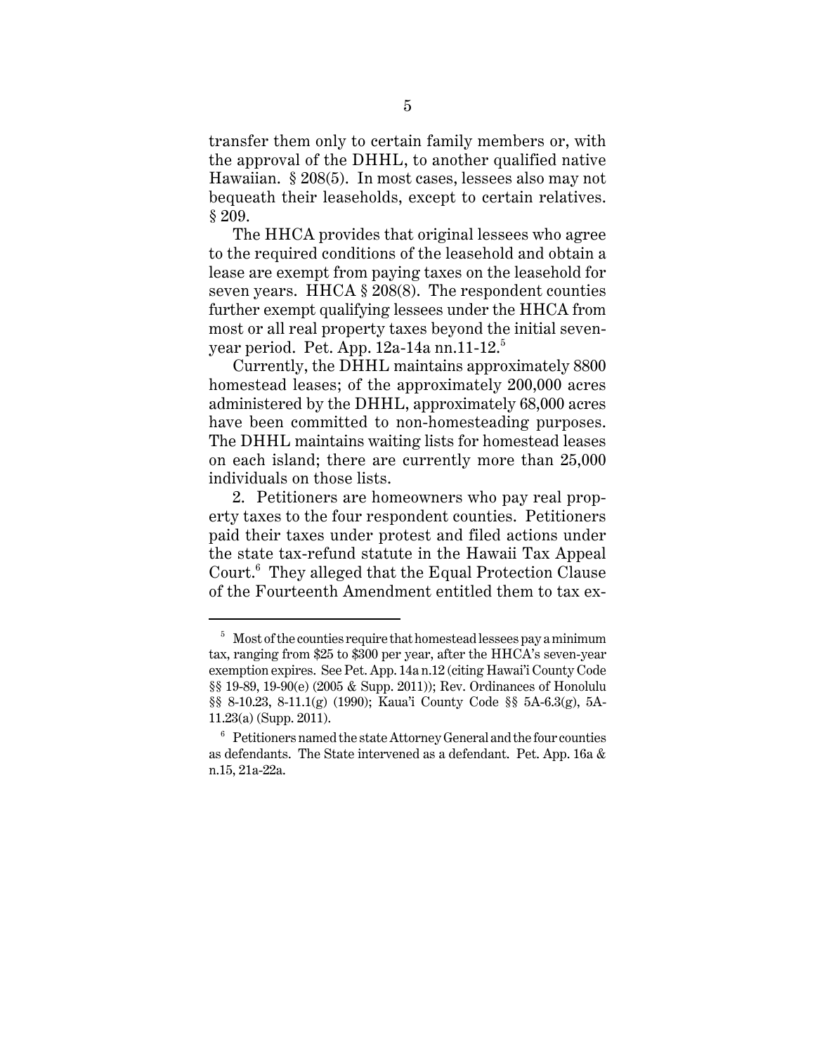transfer them only to certain family members or, with the approval of the DHHL, to another qualified native Hawaiian. § 208(5). In most cases, lessees also may not bequeath their leaseholds, except to certain relatives. § 209.

The HHCA provides that original lessees who agree to the required conditions of the leasehold and obtain a lease are exempt from paying taxes on the leasehold for seven years. HHCA § 208(8). The respondent counties further exempt qualifying lessees under the HHCA from most or all real property taxes beyond the initial seven-year period. Pet. App. 12a-14a nn.11-12.[5]

Currently, the DHHL maintains approximately 8800 homestead leases; of the approximately 200,000 acres administered by the DHHL, approximately 68,000 acres have been committed to non-homesteading purposes. The DHHL maintains waiting lists for homestead leases on each island; there are currently more than 25,000 individuals on those lists.

2. Petitioners are homeowners who pay real property taxes to the four respondent counties. Petitioners paid their taxes under protest and filed actions under the state tax-refund statute in the Hawaii Tax Appeal Court.[6] They alleged that the Equal Protection Clause of the Fourteenth Amendment entitled them to tax ex-

---

[5] Most of the counties require that homestead lessees pay a minimum tax, ranging from $25 to $300 per year, after the HHCA's seven-year exemption expires. See Pet. App. 14a n.12 (citing Hawai'i County Code §§ 19-89, 19-90(e) (2005 & Supp. 2011)); Rev. Ordinances of Honolulu §§ 8-10.23, 8-11.1(g) (1990); Kaua'i County Code §§ 5A-6.3(g), 5A-11.23(a) (Supp. 2011).

[6] Petitioners named the state Attorney General and the four counties as defendants. The State intervened as a defendant. Pet. App. 16a & n.15, 21a-22a.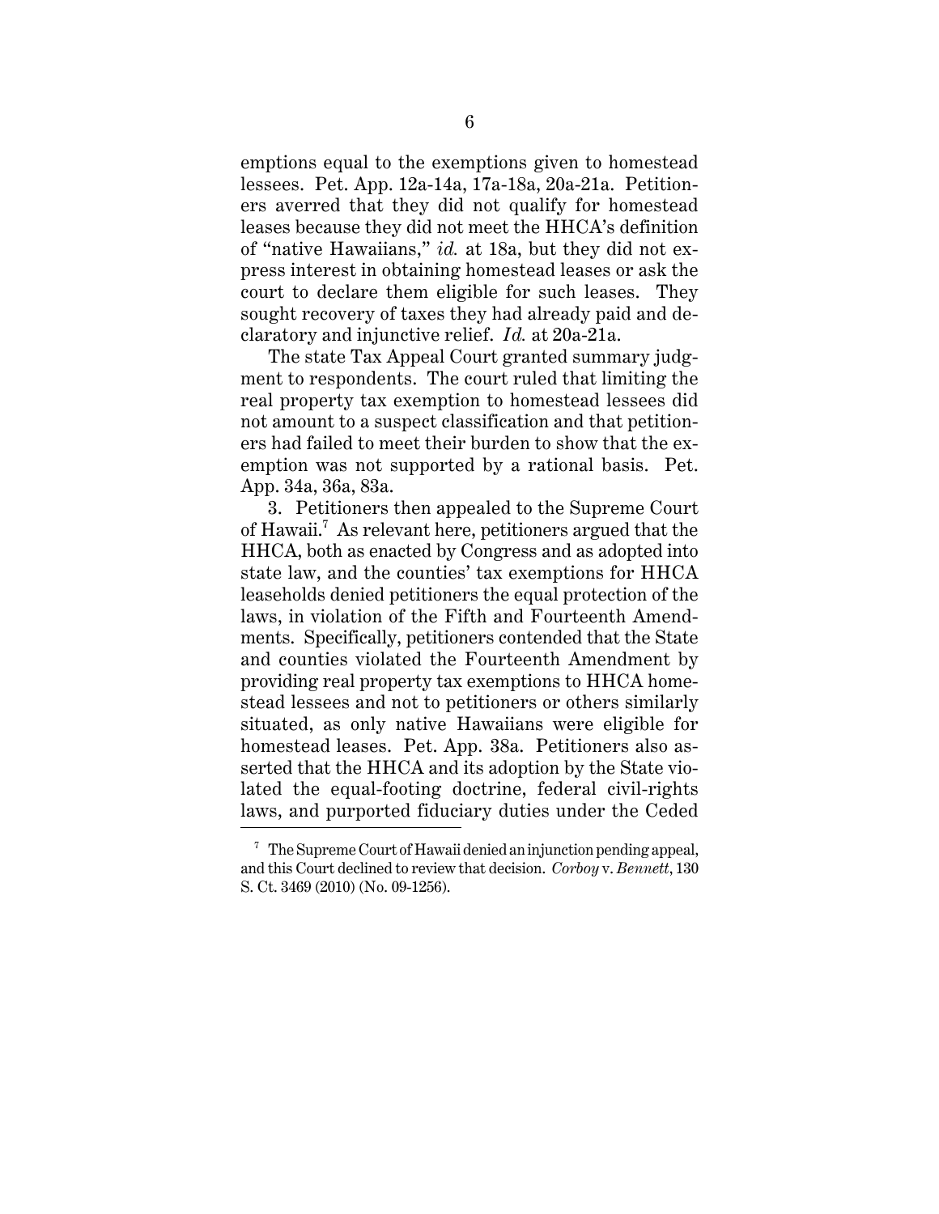emptions equal to the exemptions given to homestead lessees. Pet. App. 12a-14a, 17a-18a, 20a-21a. Petitioners averred that they did not qualify for homestead leases because they did not meet the HHCA's definition of "native Hawaiians," *id.* at 18a, but they did not express interest in obtaining homestead leases or ask the court to declare them eligible for such leases. They sought recovery of taxes they had already paid and declaratory and injunctive relief. *Id.* at 20a-21a.

The state Tax Appeal Court granted summary judgment to respondents. The court ruled that limiting the real property tax exemption to homestead lessees did not amount to a suspect classification and that petitioners had failed to meet their burden to show that the exemption was not supported by a rational basis. Pet. App. 34a, 36a, 83a.

3. Petitioners then appealed to the Supreme Court of Hawaii.[7] As relevant here, petitioners argued that the HHCA, both as enacted by Congress and as adopted into state law, and the counties' tax exemptions for HHCA leaseholds denied petitioners the equal protection of the laws, in violation of the Fifth and Fourteenth Amendments. Specifically, petitioners contended that the State and counties violated the Fourteenth Amendment by providing real property tax exemptions to HHCA homestead lessees and not to petitioners or others similarly situated, as only native Hawaiians were eligible for homestead leases. Pet. App. 38a. Petitioners also asserted that the HHCA and its adoption by the State violated the equal-footing doctrine, federal civil-rights laws, and purported fiduciary duties under the Ceded

[7] The Supreme Court of Hawaii denied an injunction pending appeal, and this Court declined to review that decision. *Corboy* v. *Bennett*, 130 S. Ct. 3469 (2010) (No. 09-1256).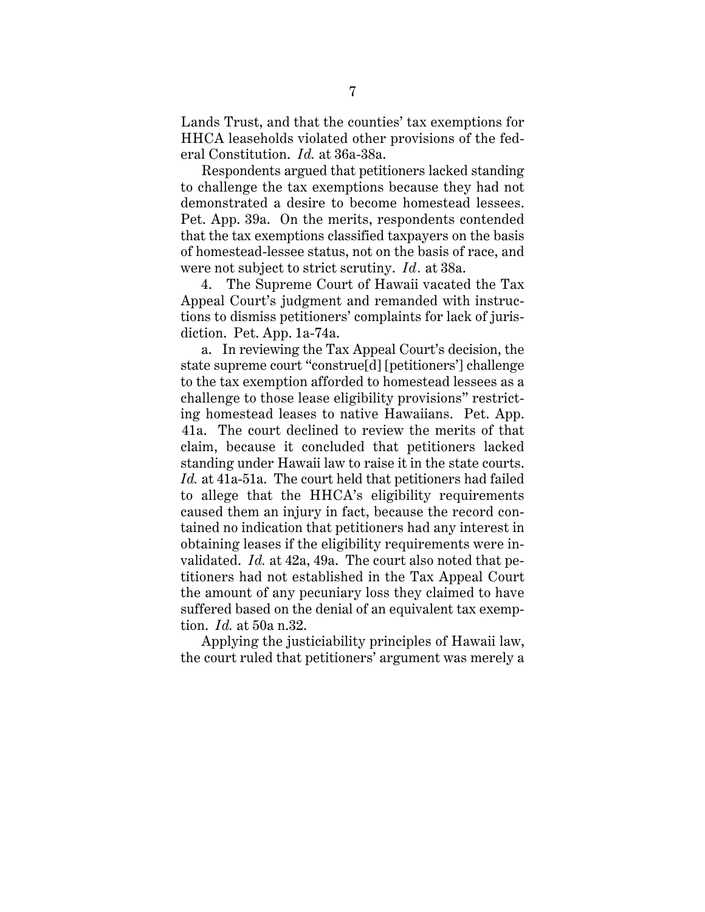Lands Trust, and that the counties' tax exemptions for HHCA leaseholds violated other provisions of the federal Constitution. *Id.* at 36a-38a.

Respondents argued that petitioners lacked standing to challenge the tax exemptions because they had not demonstrated a desire to become homestead lessees. Pet. App. 39a. On the merits, respondents contended that the tax exemptions classified taxpayers on the basis of homestead-lessee status, not on the basis of race, and were not subject to strict scrutiny. *Id.* at 38a.

4. The Supreme Court of Hawaii vacated the Tax Appeal Court's judgment and remanded with instructions to dismiss petitioners' complaints for lack of jurisdiction. Pet. App. 1a-74a.

a. In reviewing the Tax Appeal Court's decision, the state supreme court "construe[d] [petitioners'] challenge to the tax exemption afforded to homestead lessees as a challenge to those lease eligibility provisions" restricting homestead leases to native Hawaiians. Pet. App. 41a. The court declined to review the merits of that claim, because it concluded that petitioners lacked standing under Hawaii law to raise it in the state courts. *Id.* at 41a-51a. The court held that petitioners had failed to allege that the HHCA's eligibility requirements caused them an injury in fact, because the record contained no indication that petitioners had any interest in obtaining leases if the eligibility requirements were invalidated. *Id.* at 42a, 49a. The court also noted that petitioners had not established in the Tax Appeal Court the amount of any pecuniary loss they claimed to have suffered based on the denial of an equivalent tax exemption. *Id.* at 50a n.32.

Applying the justiciability principles of Hawaii law, the court ruled that petitioners' argument was merely a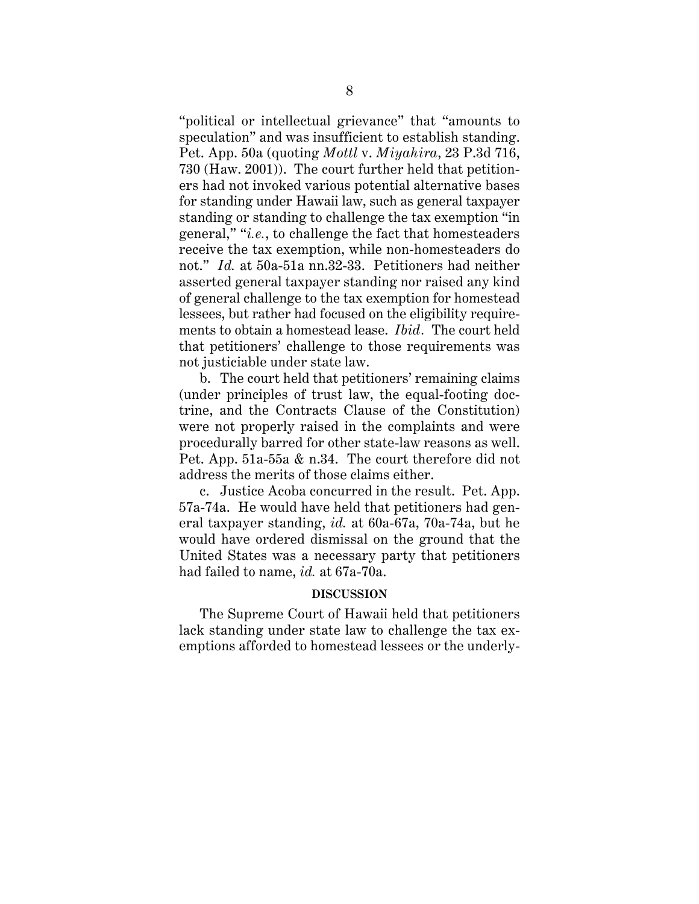"political or intellectual grievance" that "amounts to speculation" and was insufficient to establish standing. Pet. App. 50a (quoting *Mottl* v. *Miyahira*, 23 P.3d 716, 730 (Haw. 2001)). The court further held that petitioners had not invoked various potential alternative bases for standing under Hawaii law, such as general taxpayer standing or standing to challenge the tax exemption "in general," "*i.e.*, to challenge the fact that homesteaders receive the tax exemption, while non-homesteaders do not." *Id.* at 50a-51a nn.32-33. Petitioners had neither asserted general taxpayer standing nor raised any kind of general challenge to the tax exemption for homestead lessees, but rather had focused on the eligibility requirements to obtain a homestead lease. *Ibid.* The court held that petitioners' challenge to those requirements was not justiciable under state law.

b. The court held that petitioners' remaining claims (under principles of trust law, the equal-footing doctrine, and the Contracts Clause of the Constitution) were not properly raised in the complaints and were procedurally barred for other state-law reasons as well. Pet. App. 51a-55a & n.34. The court therefore did not address the merits of those claims either.

c. Justice Acoba concurred in the result. Pet. App. 57a-74a. He would have held that petitioners had general taxpayer standing, *id.* at 60a-67a, 70a-74a, but he would have ordered dismissal on the ground that the United States was a necessary party that petitioners had failed to name, *id.* at 67a-70a.

## DISCUSSION

The Supreme Court of Hawaii held that petitioners lack standing under state law to challenge the tax exemptions afforded to homestead lessees or the underly-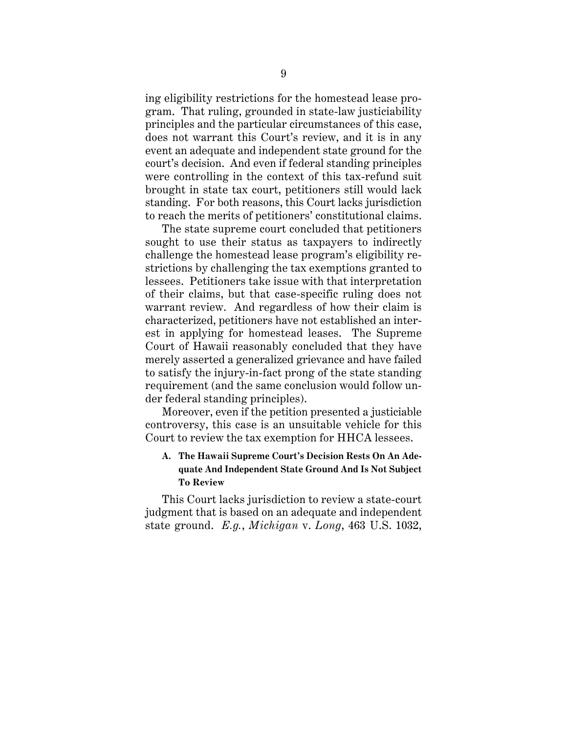ing eligibility restrictions for the homestead lease program. That ruling, grounded in state-law justiciability principles and the particular circumstances of this case, does not warrant this Court's review, and it is in any event an adequate and independent state ground for the court's decision. And even if federal standing principles were controlling in the context of this tax-refund suit brought in state tax court, petitioners still would lack standing. For both reasons, this Court lacks jurisdiction to reach the merits of petitioners' constitutional claims.

The state supreme court concluded that petitioners sought to use their status as taxpayers to indirectly challenge the homestead lease program's eligibility restrictions by challenging the tax exemptions granted to lessees. Petitioners take issue with that interpretation of their claims, but that case-specific ruling does not warrant review. And regardless of how their claim is characterized, petitioners have not established an interest in applying for homestead leases. The Supreme Court of Hawaii reasonably concluded that they have merely asserted a generalized grievance and have failed to satisfy the injury-in-fact prong of the state standing requirement (and the same conclusion would follow under federal standing principles).

Moreover, even if the petition presented a justiciable controversy, this case is an unsuitable vehicle for this Court to review the tax exemption for HHCA lessees.

### A. The Hawaii Supreme Court's Decision Rests On An Adequate And Independent State Ground And Is Not Subject To Review

This Court lacks jurisdiction to review a state-court judgment that is based on an adequate and independent state ground. *E.g.*, *Michigan* v. *Long*, 463 U.S. 1032,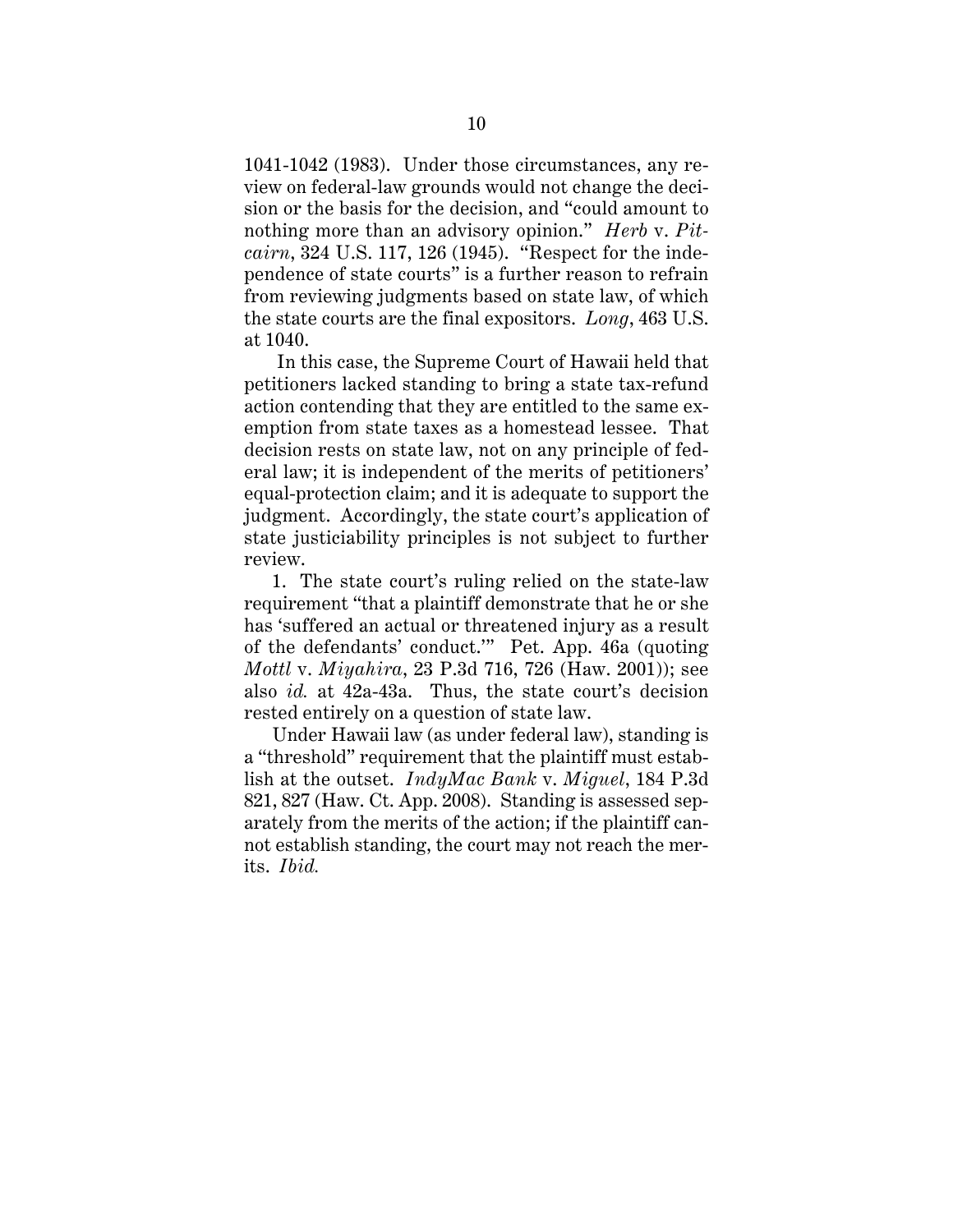1041-1042 (1983). Under those circumstances, any review on federal-law grounds would not change the decision or the basis for the decision, and "could amount to nothing more than an advisory opinion." *Herb* v. *Pitcairn*, 324 U.S. 117, 126 (1945). "Respect for the independence of state courts" is a further reason to refrain from reviewing judgments based on state law, of which the state courts are the final expositors. *Long*, 463 U.S. at 1040.

In this case, the Supreme Court of Hawaii held that petitioners lacked standing to bring a state tax-refund action contending that they are entitled to the same exemption from state taxes as a homestead lessee. That decision rests on state law, not on any principle of federal law; it is independent of the merits of petitioners' equal-protection claim; and it is adequate to support the judgment. Accordingly, the state court's application of state justiciability principles is not subject to further review.

1. The state court's ruling relied on the state-law requirement "that a plaintiff demonstrate that he or she has 'suffered an actual or threatened injury as a result of the defendants' conduct.'" Pet. App. 46a (quoting *Mottl* v. *Miyahira*, 23 P.3d 716, 726 (Haw. 2001)); see also *id.* at 42a-43a. Thus, the state court's decision rested entirely on a question of state law.

Under Hawaii law (as under federal law), standing is a "threshold" requirement that the plaintiff must establish at the outset. *IndyMac Bank* v. *Miguel*, 184 P.3d 821, 827 (Haw. Ct. App. 2008). Standing is assessed separately from the merits of the action; if the plaintiff cannot establish standing, the court may not reach the merits. *Ibid.*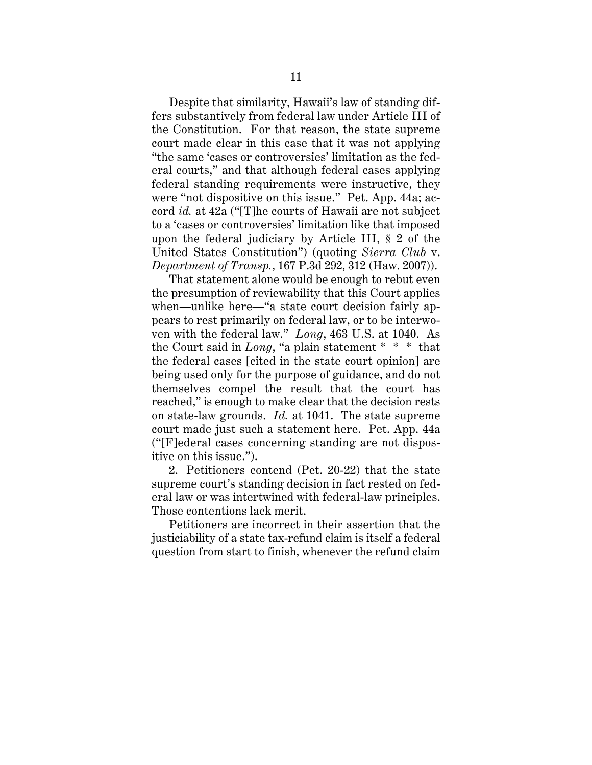Despite that similarity, Hawaii's law of standing differs substantively from federal law under Article III of the Constitution. For that reason, the state supreme court made clear in this case that it was not applying "the same 'cases or controversies' limitation as the federal courts," and that although federal cases applying federal standing requirements were instructive, they were "not dispositive on this issue." Pet. App. 44a; accord *id.* at 42a ("[T]he courts of Hawaii are not subject to a 'cases or controversies' limitation like that imposed upon the federal judiciary by Article III, § 2 of the United States Constitution") (quoting *Sierra Club* v. *Department of Transp.*, 167 P.3d 292, 312 (Haw. 2007)).

That statement alone would be enough to rebut even the presumption of reviewability that this Court applies when—unlike here—"a state court decision fairly appears to rest primarily on federal law, or to be interwoven with the federal law." *Long*, 463 U.S. at 1040. As the Court said in *Long*, "a plain statement * * * that the federal cases [cited in the state court opinion] are being used only for the purpose of guidance, and do not themselves compel the result that the court has reached," is enough to make clear that the decision rests on state-law grounds. *Id.* at 1041. The state supreme court made just such a statement here. Pet. App. 44a ("[F]ederal cases concerning standing are not dispositive on this issue.").

2. Petitioners contend (Pet. 20-22) that the state supreme court's standing decision in fact rested on federal law or was intertwined with federal-law principles. Those contentions lack merit.

Petitioners are incorrect in their assertion that the justiciability of a state tax-refund claim is itself a federal question from start to finish, whenever the refund claim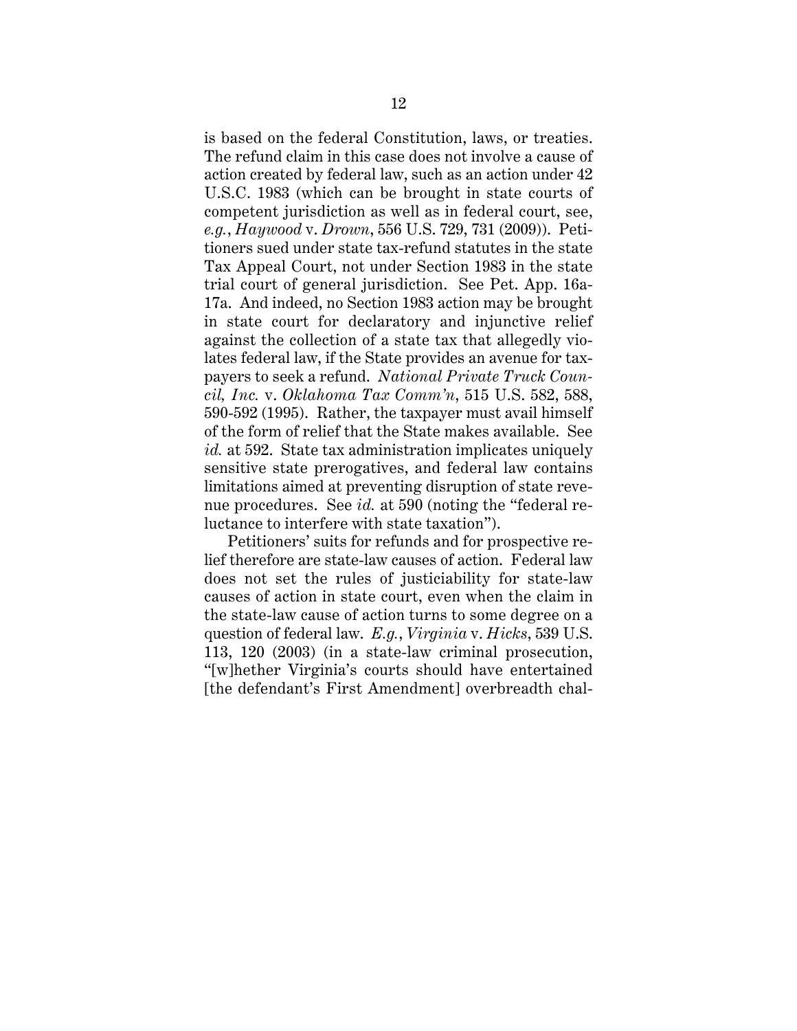is based on the federal Constitution, laws, or treaties. The refund claim in this case does not involve a cause of action created by federal law, such as an action under 42 U.S.C. 1983 (which can be brought in state courts of competent jurisdiction as well as in federal court, see, *e.g.*, *Haywood* v. *Drown*, 556 U.S. 729, 731 (2009)). Petitioners sued under state tax-refund statutes in the state Tax Appeal Court, not under Section 1983 in the state trial court of general jurisdiction. See Pet. App. 16a-17a. And indeed, no Section 1983 action may be brought in state court for declaratory and injunctive relief against the collection of a state tax that allegedly violates federal law, if the State provides an avenue for taxpayers to seek a refund. *National Private Truck Council, Inc.* v. *Oklahoma Tax Comm'n*, 515 U.S. 582, 588, 590-592 (1995). Rather, the taxpayer must avail himself of the form of relief that the State makes available. See *id.* at 592. State tax administration implicates uniquely sensitive state prerogatives, and federal law contains limitations aimed at preventing disruption of state revenue procedures. See *id.* at 590 (noting the "federal reluctance to interfere with state taxation").

Petitioners' suits for refunds and for prospective relief therefore are state-law causes of action. Federal law does not set the rules of justiciability for state-law causes of action in state court, even when the claim in the state-law cause of action turns to some degree on a question of federal law. *E.g.*, *Virginia* v. *Hicks*, 539 U.S. 113, 120 (2003) (in a state-law criminal prosecution, "[w]hether Virginia's courts should have entertained [the defendant's First Amendment] overbreadth chal-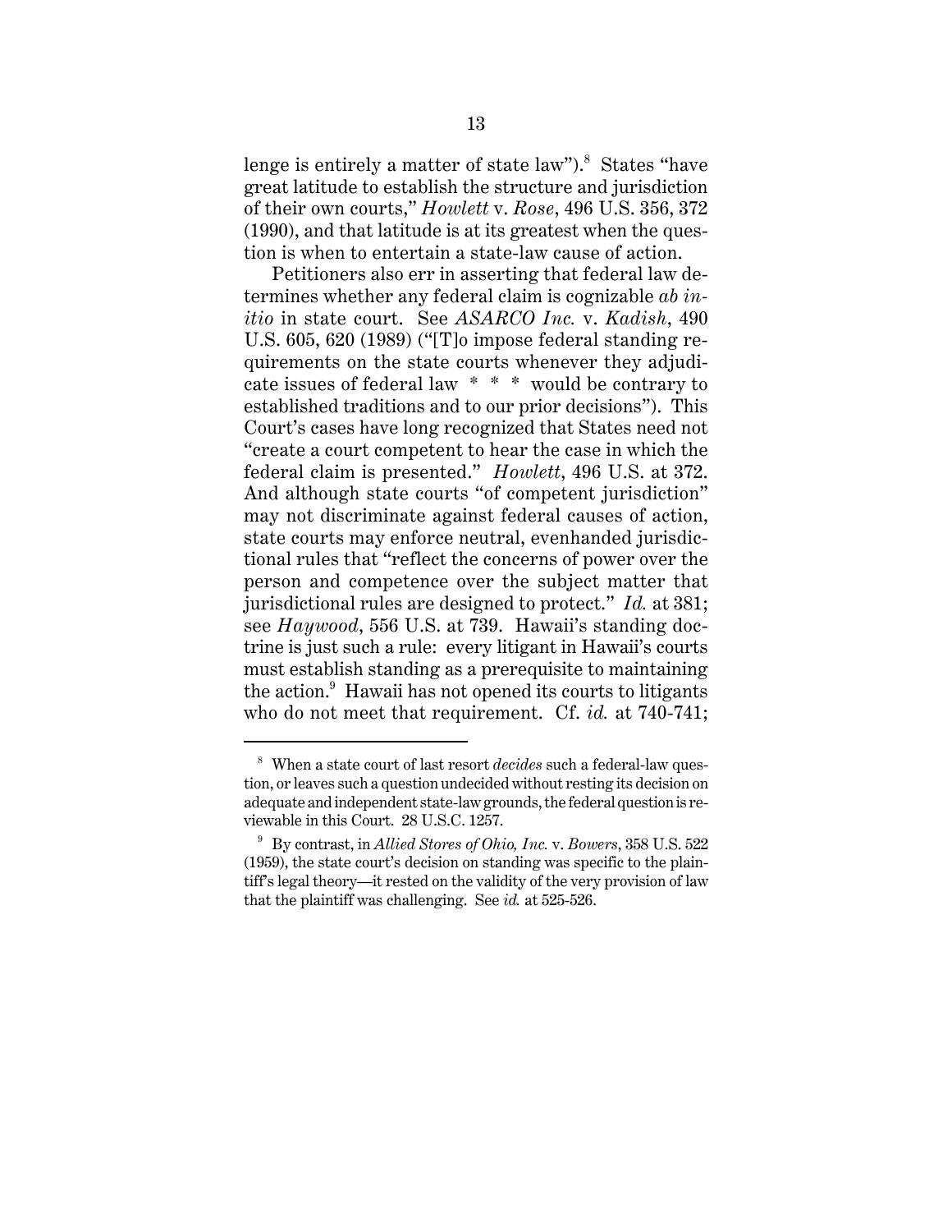lenge is entirely a matter of state law").[8] States "have great latitude to establish the structure and jurisdiction of their own courts," *Howlett* v. *Rose*, 496 U.S. 356, 372 (1990), and that latitude is at its greatest when the question is when to entertain a state-law cause of action.

Petitioners also err in asserting that federal law determines whether any federal claim is cognizable *ab initio* in state court. See *ASARCO Inc.* v. *Kadish*, 490 U.S. 605, 620 (1989) ("[T]o impose federal standing requirements on the state courts whenever they adjudicate issues of federal law * * * would be contrary to established traditions and to our prior decisions"). This Court's cases have long recognized that States need not "create a court competent to hear the case in which the federal claim is presented." *Howlett*, 496 U.S. at 372. And although state courts "of competent jurisdiction" may not discriminate against federal causes of action, state courts may enforce neutral, evenhanded jurisdictional rules that "reflect the concerns of power over the person and competence over the subject matter that jurisdictional rules are designed to protect." *Id.* at 381; see *Haywood*, 556 U.S. at 739. Hawaii's standing doctrine is just such a rule: every litigant in Hawaii's courts must establish standing as a prerequisite to maintaining the action.[9] Hawaii has not opened its courts to litigants who do not meet that requirement. Cf. *id.* at 740-741;

---

[8] When a state court of last resort *decides* such a federal-law question, or leaves such a question undecided without resting its decision on adequate and independent state-law grounds, the federal question is reviewable in this Court. 28 U.S.C. 1257.

[9] By contrast, in *Allied Stores of Ohio, Inc.* v. *Bowers*, 358 U.S. 522 (1959), the state court's decision on standing was specific to the plaintiff's legal theory—it rested on the validity of the very provision of law that the plaintiff was challenging. See *id.* at 525-526.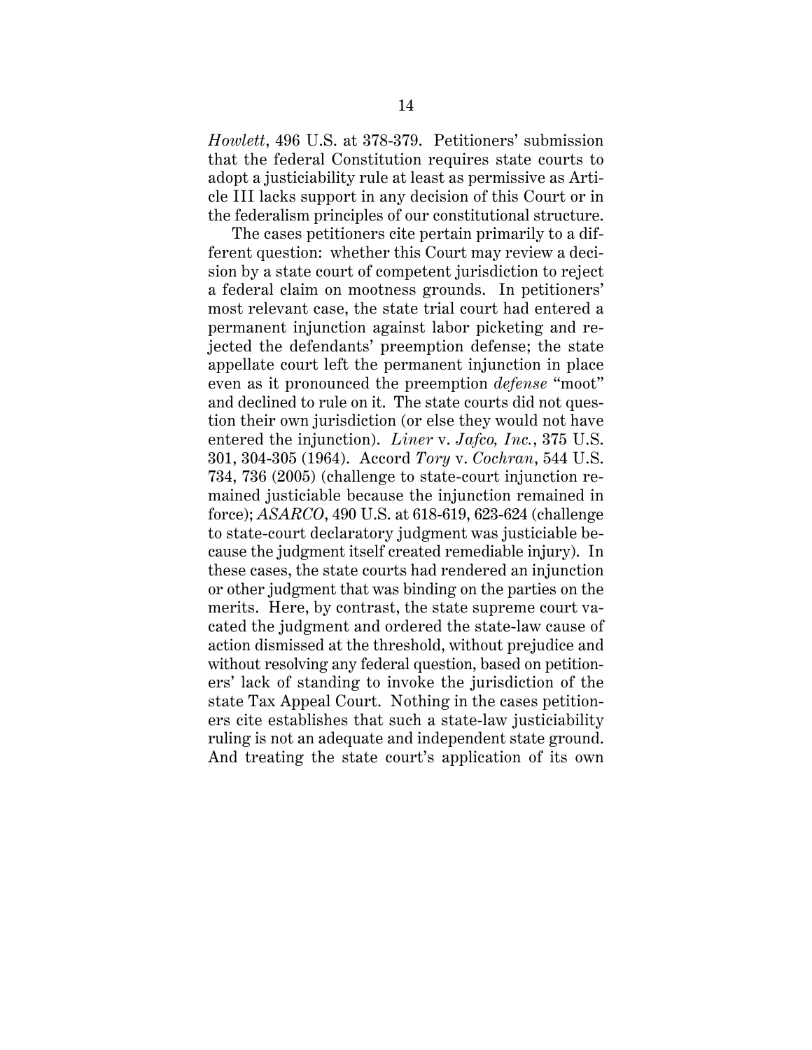*Howlett*, 496 U.S. at 378-379. Petitioners' submission that the federal Constitution requires state courts to adopt a justiciability rule at least as permissive as Article III lacks support in any decision of this Court or in the federalism principles of our constitutional structure.

The cases petitioners cite pertain primarily to a different question: whether this Court may review a decision by a state court of competent jurisdiction to reject a federal claim on mootness grounds. In petitioners' most relevant case, the state trial court had entered a permanent injunction against labor picketing and rejected the defendants' preemption defense; the state appellate court left the permanent injunction in place even as it pronounced the preemption *defense* "moot" and declined to rule on it. The state courts did not question their own jurisdiction (or else they would not have entered the injunction). *Liner* v. *Jafco, Inc.*, 375 U.S. 301, 304-305 (1964). Accord *Tory* v. *Cochran*, 544 U.S. 734, 736 (2005) (challenge to state-court injunction remained justiciable because the injunction remained in force); *ASARCO*, 490 U.S. at 618-619, 623-624 (challenge to state-court declaratory judgment was justiciable because the judgment itself created remediable injury). In these cases, the state courts had rendered an injunction or other judgment that was binding on the parties on the merits. Here, by contrast, the state supreme court vacated the judgment and ordered the state-law cause of action dismissed at the threshold, without prejudice and without resolving any federal question, based on petitioners' lack of standing to invoke the jurisdiction of the state Tax Appeal Court. Nothing in the cases petitioners cite establishes that such a state-law justiciability ruling is not an adequate and independent state ground. And treating the state court's application of its own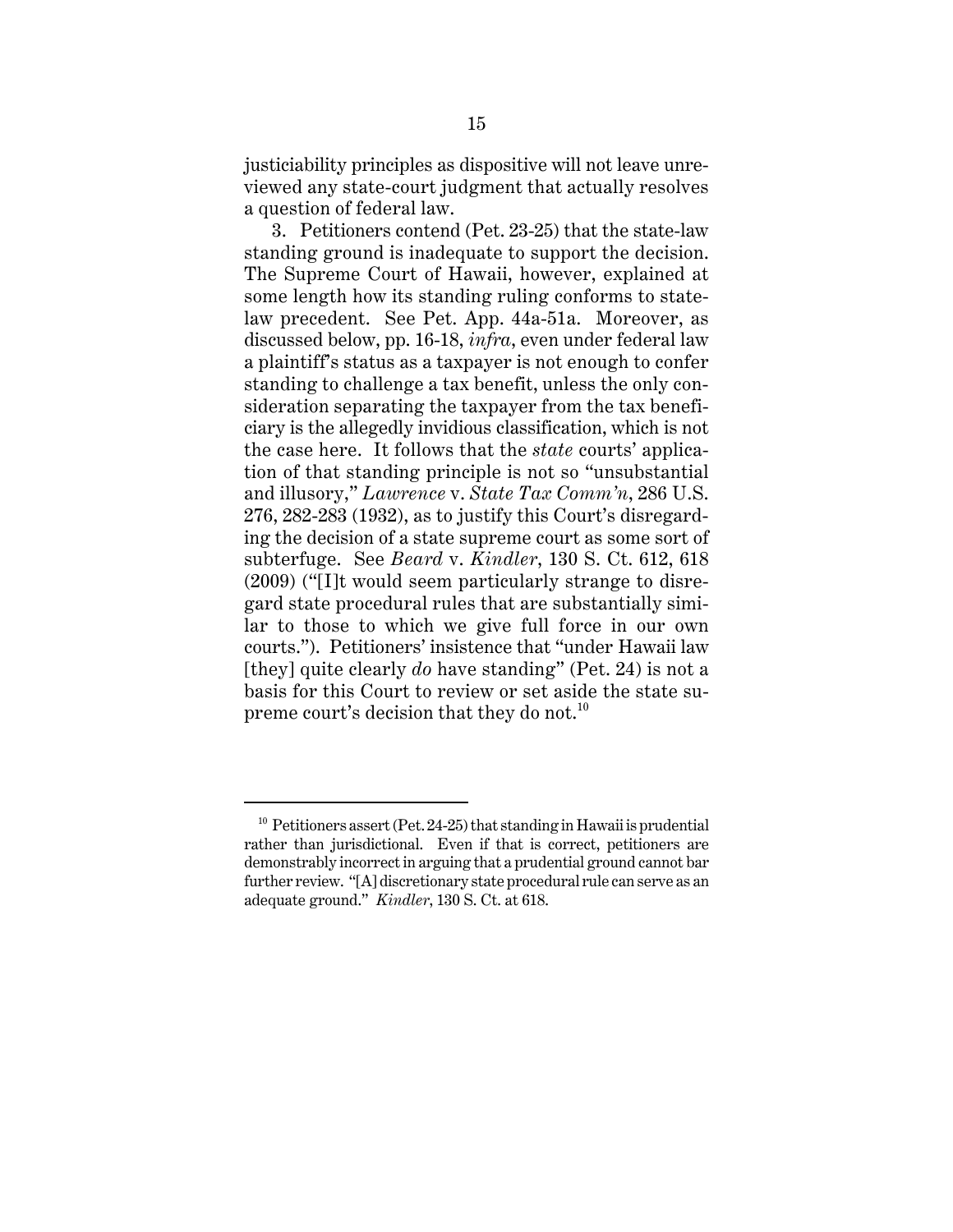justiciability principles as dispositive will not leave unreviewed any state-court judgment that actually resolves a question of federal law.

3. Petitioners contend (Pet. 23-25) that the state-law standing ground is inadequate to support the decision. The Supreme Court of Hawaii, however, explained at some length how its standing ruling conforms to state-law precedent. See Pet. App. 44a-51a. Moreover, as discussed below, pp. 16-18, *infra*, even under federal law a plaintiff's status as a taxpayer is not enough to confer standing to challenge a tax benefit, unless the only consideration separating the taxpayer from the tax beneficiary is the allegedly invidious classification, which is not the case here. It follows that the *state* courts' application of that standing principle is not so "unsubstantial and illusory," *Lawrence* v. *State Tax Comm'n*, 286 U.S. 276, 282-283 (1932), as to justify this Court's disregarding the decision of a state supreme court as some sort of subterfuge. See *Beard* v. *Kindler*, 130 S. Ct. 612, 618 (2009) ("[I]t would seem particularly strange to disregard state procedural rules that are substantially similar to those to which we give full force in our own courts."). Petitioners' insistence that "under Hawaii law [they] quite clearly *do* have standing" (Pet. 24) is not a basis for this Court to review or set aside the state supreme court's decision that they do not.[10]

---

[10] Petitioners assert (Pet. 24-25) that standing in Hawaii is prudential rather than jurisdictional. Even if that is correct, petitioners are demonstrably incorrect in arguing that a prudential ground cannot bar further review. "[A] discretionary state procedural rule can serve as an adequate ground." *Kindler*, 130 S. Ct. at 618.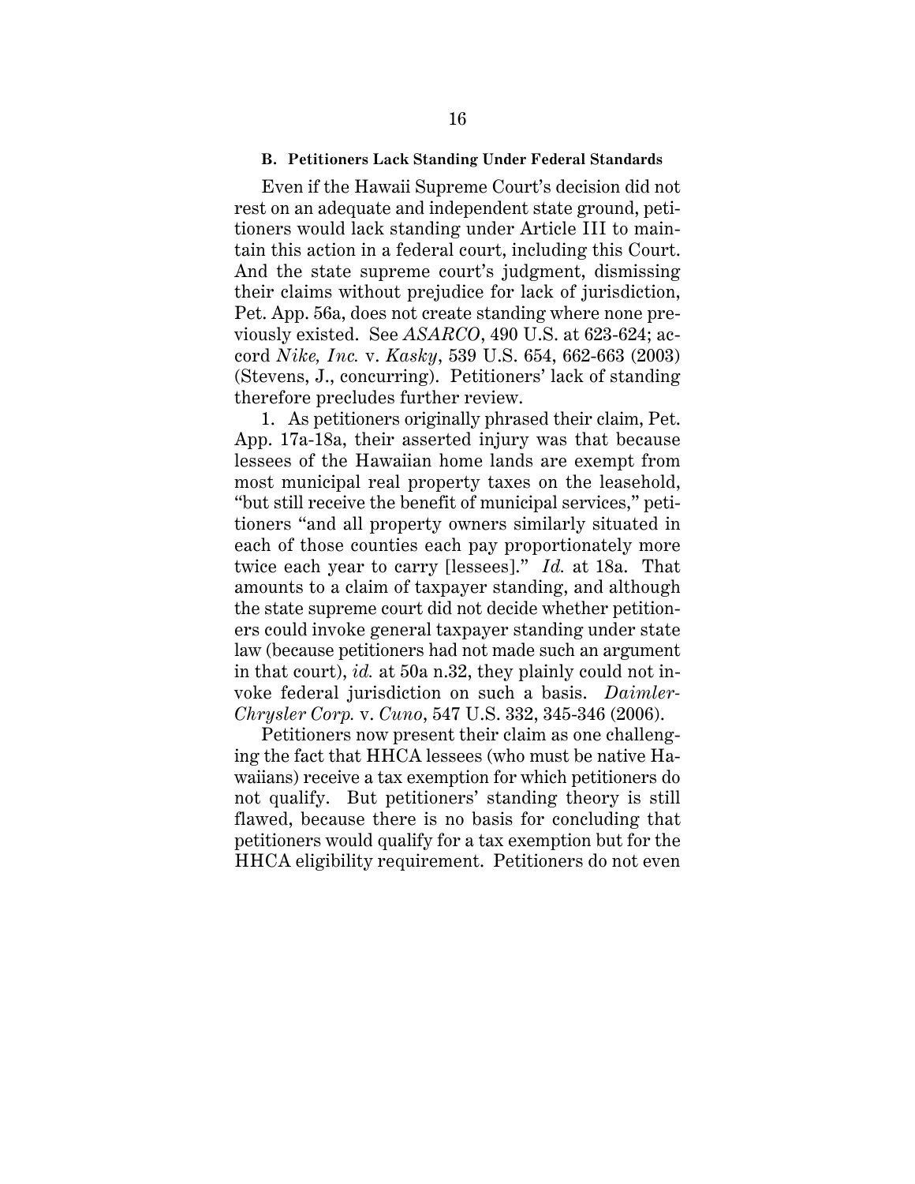### B. Petitioners Lack Standing Under Federal Standards

Even if the Hawaii Supreme Court's decision did not rest on an adequate and independent state ground, petitioners would lack standing under Article III to maintain this action in a federal court, including this Court. And the state supreme court's judgment, dismissing their claims without prejudice for lack of jurisdiction, Pet. App. 56a, does not create standing where none previously existed. See *ASARCO*, 490 U.S. at 623-624; accord *Nike, Inc.* v. *Kasky*, 539 U.S. 654, 662-663 (2003) (Stevens, J., concurring). Petitioners' lack of standing therefore precludes further review.

1. As petitioners originally phrased their claim, Pet. App. 17a-18a, their asserted injury was that because lessees of the Hawaiian home lands are exempt from most municipal real property taxes on the leasehold, "but still receive the benefit of municipal services," petitioners "and all property owners similarly situated in each of those counties each pay proportionately more twice each year to carry [lessees]." *Id.* at 18a. That amounts to a claim of taxpayer standing, and although the state supreme court did not decide whether petitioners could invoke general taxpayer standing under state law (because petitioners had not made such an argument in that court), *id.* at 50a n.32, they plainly could not invoke federal jurisdiction on such a basis. *DaimlerChrysler Corp.* v. *Cuno*, 547 U.S. 332, 345-346 (2006).

Petitioners now present their claim as one challenging the fact that HHCA lessees (who must be native Hawaiians) receive a tax exemption for which petitioners do not qualify. But petitioners' standing theory is still flawed, because there is no basis for concluding that petitioners would qualify for a tax exemption but for the HHCA eligibility requirement. Petitioners do not even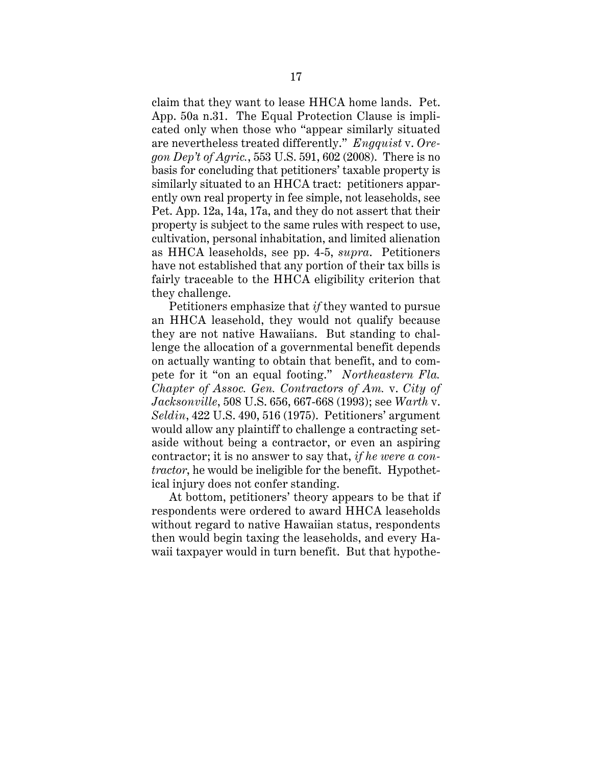claim that they want to lease HHCA home lands. Pet. App. 50a n.31. The Equal Protection Clause is implicated only when those who "appear similarly situated are nevertheless treated differently." *Engquist* v. *Oregon Dep't of Agric.*, 553 U.S. 591, 602 (2008). There is no basis for concluding that petitioners' taxable property is similarly situated to an HHCA tract: petitioners apparently own real property in fee simple, not leaseholds, see Pet. App. 12a, 14a, 17a, and they do not assert that their property is subject to the same rules with respect to use, cultivation, personal inhabitation, and limited alienation as HHCA leaseholds, see pp. 4-5, *supra*. Petitioners have not established that any portion of their tax bills is fairly traceable to the HHCA eligibility criterion that they challenge.

Petitioners emphasize that *if* they wanted to pursue an HHCA leasehold, they would not qualify because they are not native Hawaiians. But standing to challenge the allocation of a governmental benefit depends on actually wanting to obtain that benefit, and to compete for it "on an equal footing." *Northeastern Fla. Chapter of Assoc. Gen. Contractors of Am.* v. *City of Jacksonville*, 508 U.S. 656, 667-668 (1993); see *Warth* v. *Seldin*, 422 U.S. 490, 516 (1975). Petitioners' argument would allow any plaintiff to challenge a contracting set-aside without being a contractor, or even an aspiring contractor; it is no answer to say that, *if he were a contractor*, he would be ineligible for the benefit. Hypothetical injury does not confer standing.

At bottom, petitioners' theory appears to be that if respondents were ordered to award HHCA leaseholds without regard to native Hawaiian status, respondents then would begin taxing the leaseholds, and every Hawaii taxpayer would in turn benefit. But that hypothe-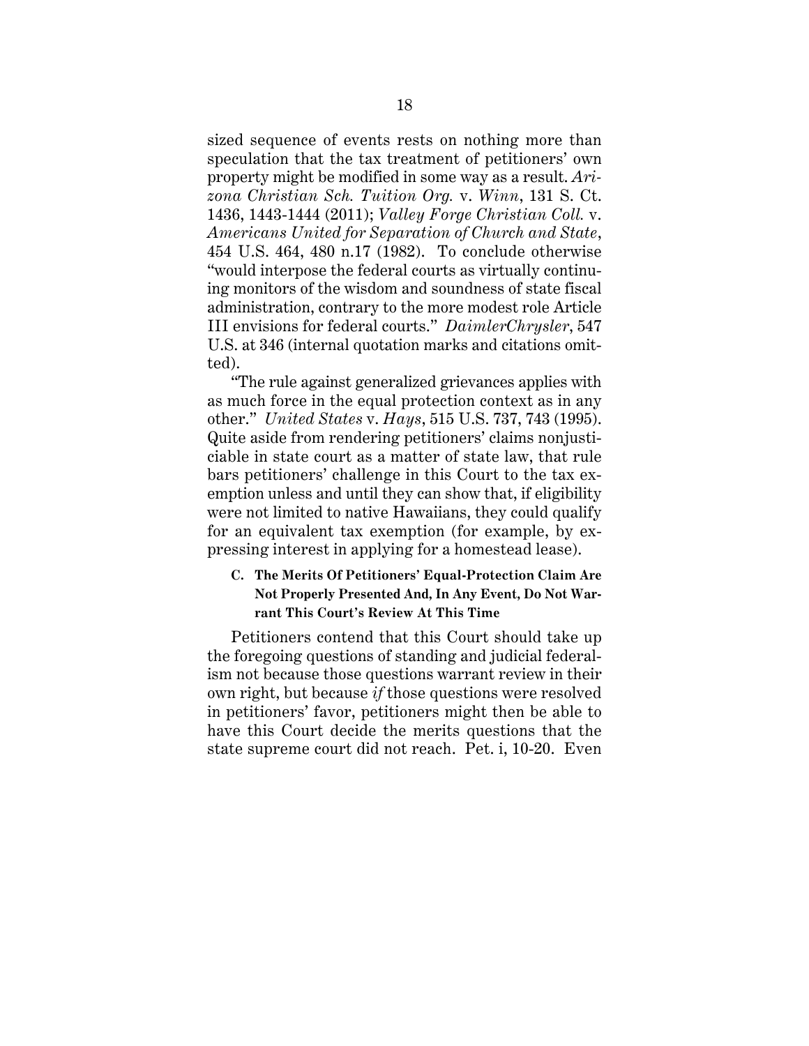sized sequence of events rests on nothing more than speculation that the tax treatment of petitioners' own property might be modified in some way as a result. *Arizona Christian Sch. Tuition Org.* v. *Winn*, 131 S. Ct. 1436, 1443-1444 (2011); *Valley Forge Christian Coll.* v. *Americans United for Separation of Church and State*, 454 U.S. 464, 480 n.17 (1982). To conclude otherwise "would interpose the federal courts as virtually continuing monitors of the wisdom and soundness of state fiscal administration, contrary to the more modest role Article III envisions for federal courts." *DaimlerChrysler*, 547 U.S. at 346 (internal quotation marks and citations omitted).

"The rule against generalized grievances applies with as much force in the equal protection context as in any other." *United States* v. *Hays*, 515 U.S. 737, 743 (1995). Quite aside from rendering petitioners' claims nonjusticiable in state court as a matter of state law, that rule bars petitioners' challenge in this Court to the tax exemption unless and until they can show that, if eligibility were not limited to native Hawaiians, they could qualify for an equivalent tax exemption (for example, by expressing interest in applying for a homestead lease).

### C. The Merits Of Petitioners' Equal-Protection Claim Are Not Properly Presented And, In Any Event, Do Not Warrant This Court's Review At This Time

Petitioners contend that this Court should take up the foregoing questions of standing and judicial federalism not because those questions warrant review in their own right, but because *if* those questions were resolved in petitioners' favor, petitioners might then be able to have this Court decide the merits questions that the state supreme court did not reach. Pet. i, 10-20. Even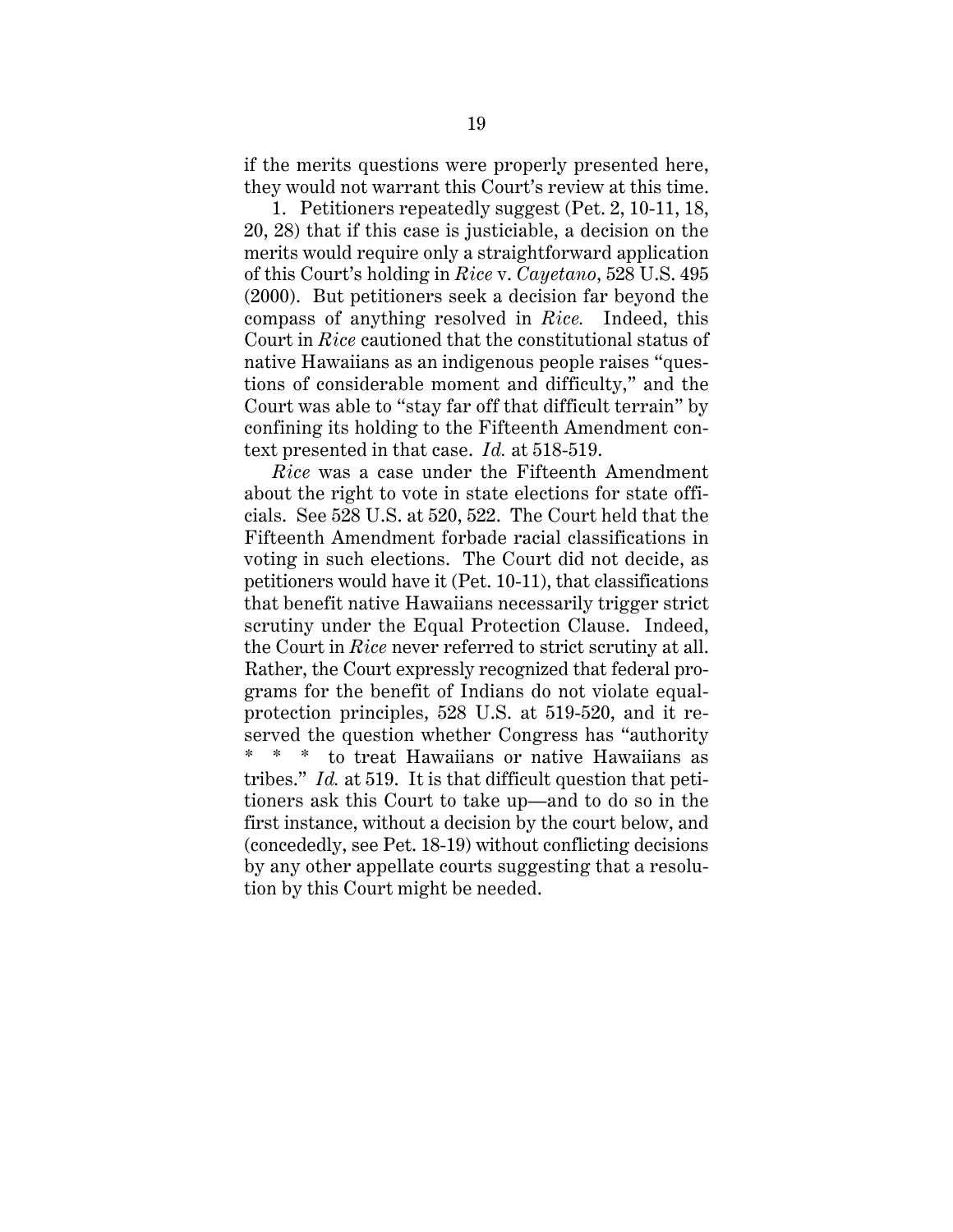if the merits questions were properly presented here, they would not warrant this Court's review at this time.

1. Petitioners repeatedly suggest (Pet. 2, 10-11, 18, 20, 28) that if this case is justiciable, a decision on the merits would require only a straightforward application of this Court's holding in *Rice* v. *Cayetano*, 528 U.S. 495 (2000). But petitioners seek a decision far beyond the compass of anything resolved in *Rice.* Indeed, this Court in *Rice* cautioned that the constitutional status of native Hawaiians as an indigenous people raises "questions of considerable moment and difficulty," and the Court was able to "stay far off that difficult terrain" by confining its holding to the Fifteenth Amendment context presented in that case. *Id.* at 518-519.

*Rice* was a case under the Fifteenth Amendment about the right to vote in state elections for state officials. See 528 U.S. at 520, 522. The Court held that the Fifteenth Amendment forbade racial classifications in voting in such elections. The Court did not decide, as petitioners would have it (Pet. 10-11), that classifications that benefit native Hawaiians necessarily trigger strict scrutiny under the Equal Protection Clause. Indeed, the Court in *Rice* never referred to strict scrutiny at all. Rather, the Court expressly recognized that federal programs for the benefit of Indians do not violate equal-protection principles, 528 U.S. at 519-520, and it reserved the question whether Congress has "authority * * * to treat Hawaiians or native Hawaiians as tribes." *Id.* at 519. It is that difficult question that petitioners ask this Court to take up—and to do so in the first instance, without a decision by the court below, and (concededly, see Pet. 18-19) without conflicting decisions by any other appellate courts suggesting that a resolution by this Court might be needed.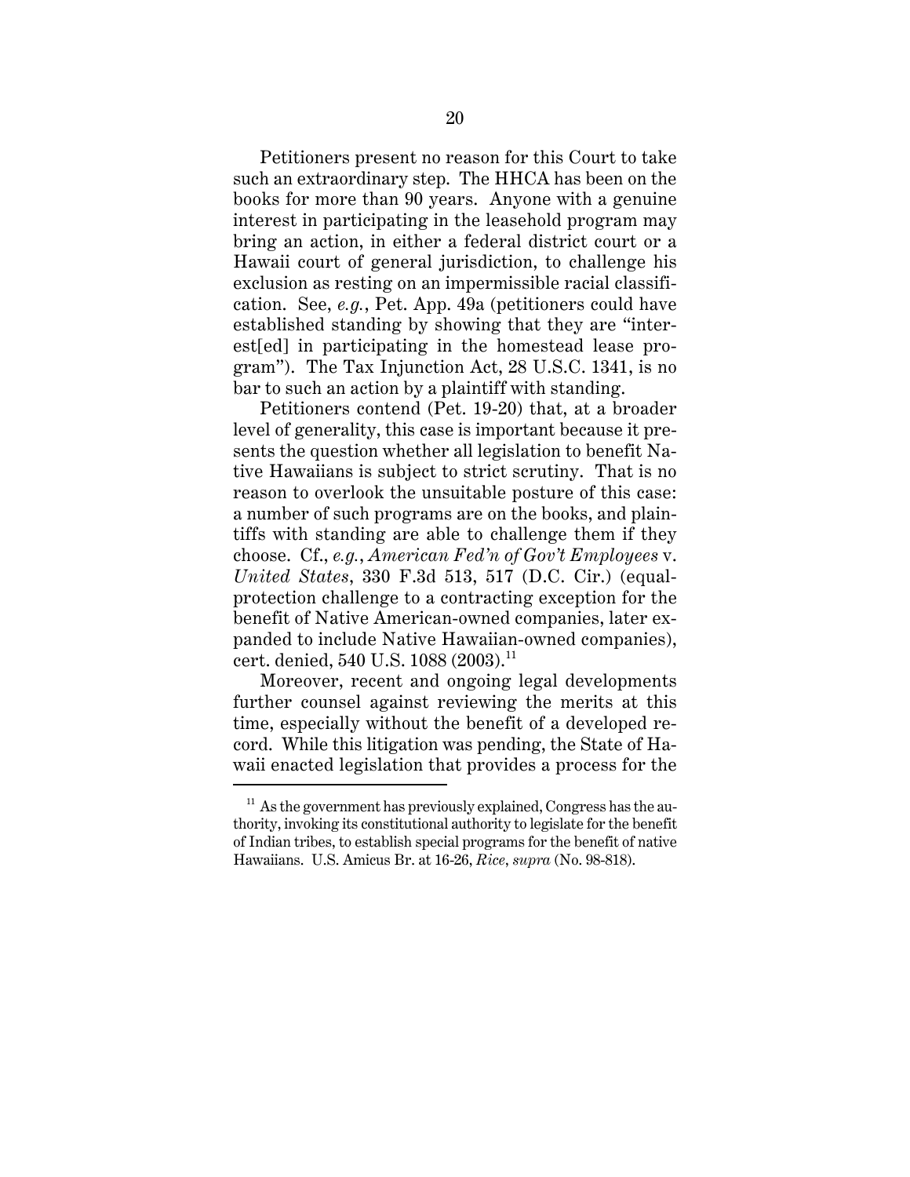Petitioners present no reason for this Court to take such an extraordinary step. The HHCA has been on the books for more than 90 years. Anyone with a genuine interest in participating in the leasehold program may bring an action, in either a federal district court or a Hawaii court of general jurisdiction, to challenge his exclusion as resting on an impermissible racial classification. See, *e.g.*, Pet. App. 49a (petitioners could have established standing by showing that they are "interest[ed] in participating in the homestead lease program"). The Tax Injunction Act, 28 U.S.C. 1341, is no bar to such an action by a plaintiff with standing.

Petitioners contend (Pet. 19-20) that, at a broader level of generality, this case is important because it presents the question whether all legislation to benefit Native Hawaiians is subject to strict scrutiny. That is no reason to overlook the unsuitable posture of this case: a number of such programs are on the books, and plaintiffs with standing are able to challenge them if they choose. Cf., *e.g.*, *American Fed'n of Gov't Employees* v. *United States*, 330 F.3d 513, 517 (D.C. Cir.) (equal-protection challenge to a contracting exception for the benefit of Native American-owned companies, later expanded to include Native Hawaiian-owned companies), cert. denied, 540 U.S. 1088 (2003).[11]

Moreover, recent and ongoing legal developments further counsel against reviewing the merits at this time, especially without the benefit of a developed record. While this litigation was pending, the State of Hawaii enacted legislation that provides a process for the

[11] As the government has previously explained, Congress has the authority, invoking its constitutional authority to legislate for the benefit of Indian tribes, to establish special programs for the benefit of native Hawaiians. U.S. Amicus Br. at 16-26, *Rice*, *supra* (No. 98-818).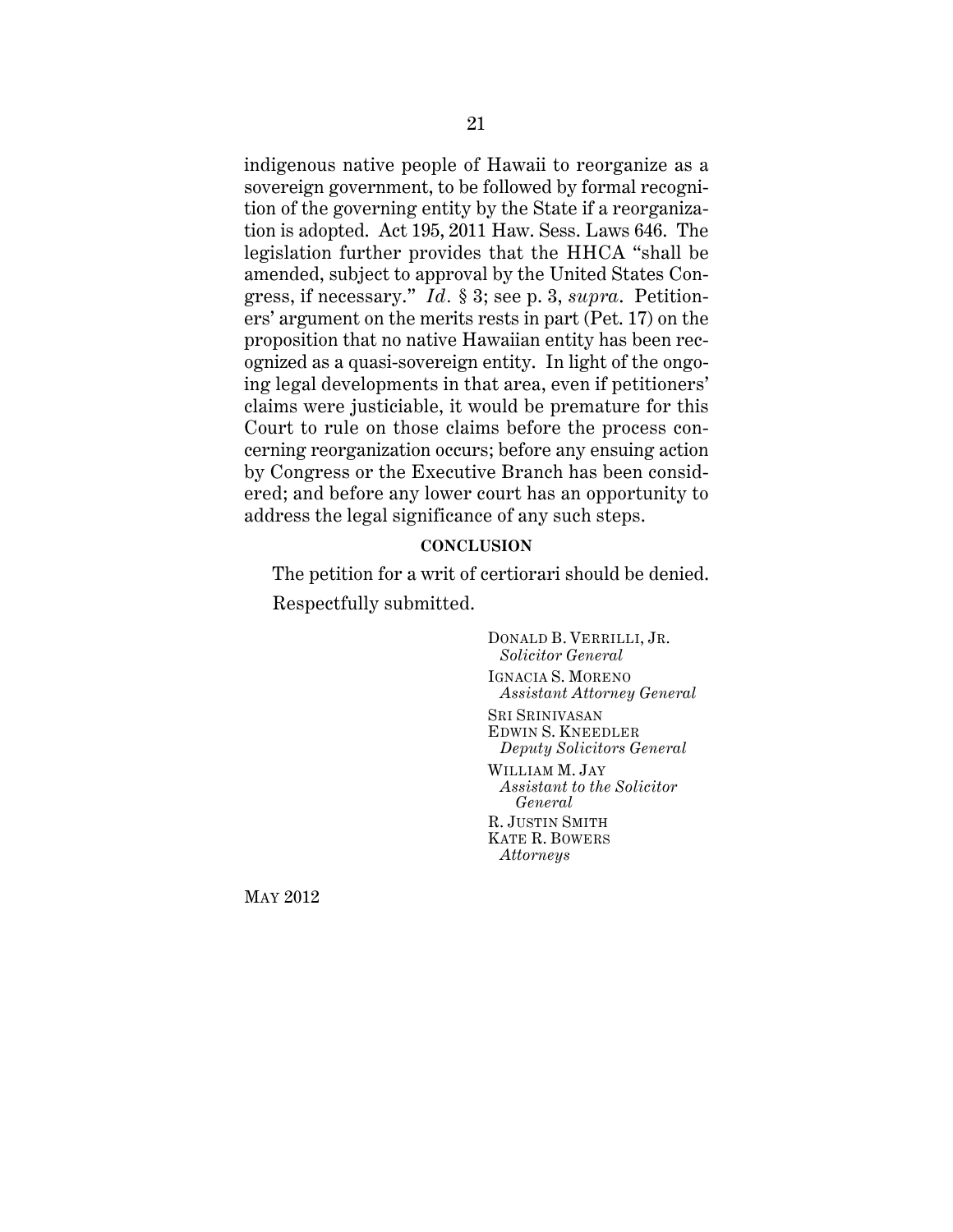indigenous native people of Hawaii to reorganize as a sovereign government, to be followed by formal recognition of the governing entity by the State if a reorganization is adopted. Act 195, 2011 Haw. Sess. Laws 646. The legislation further provides that the HHCA "shall be amended, subject to approval by the United States Congress, if necessary." *Id.* § 3; see p. 3, *supra*. Petitioners' argument on the merits rests in part (Pet. 17) on the proposition that no native Hawaiian entity has been recognized as a quasi-sovereign entity. In light of the ongoing legal developments in that area, even if petitioners' claims were justiciable, it would be premature for this Court to rule on those claims before the process concerning reorganization occurs; before any ensuing action by Congress or the Executive Branch has been considered; and before any lower court has an opportunity to address the legal significance of any such steps.

## CONCLUSION

The petition for a writ of certiorari should be denied.

Respectfully submitted.

DONALD B. VERRILLI, JR.
*Solicitor General*

IGNACIA S. MORENO
*Assistant Attorney General*

SRI SRINIVASAN
EDWIN S. KNEEDLER
*Deputy Solicitors General*

WILLIAM M. JAY
*Assistant to the Solicitor General*

R. JUSTIN SMITH
KATE R. BOWERS
*Attorneys*

MAY 2012